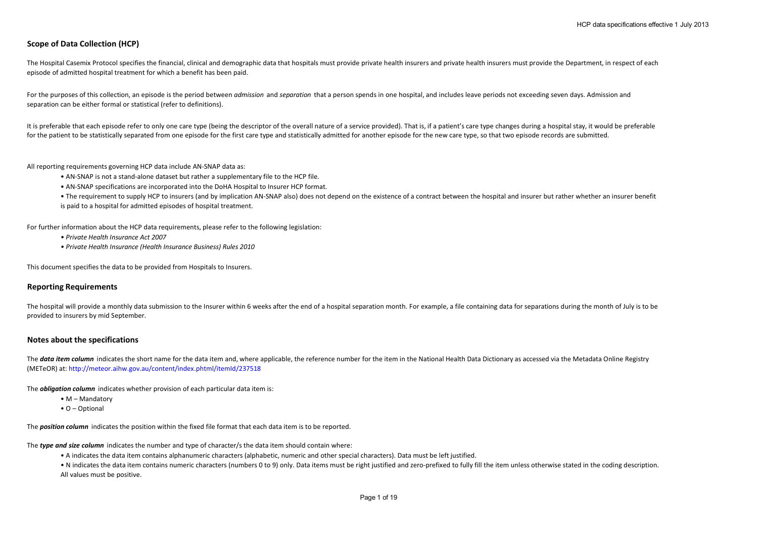## Scope of Data Collection (HCP)

The Hospital Casemix Protocol specifies the financial, clinical and demographic data that hospitals must provide private health insurers and private health insurers must provide the Department, in respect of each episode of admitted hospital treatment for which a benefit has been paid.

For the purposes of this collection, an episode is the period between *admission* and *separation* that a person spends in one hospital, and includes leave periods not exceeding seven days. Admission and separation can be either formal or statistical (refer to definitions).

It is preferable that each episode refer to only one care type (being the descriptor of the overall nature of a service provided). That is, if a patient's care type changes during a hospital stay, it would be preferable for the patient to be statistically separated from one episode for the first care type and statistically admitted for another episode for the new care type, so that two episode records are submitted.

All reporting requirements governing HCP data include AN-SNAP data as:

- AN-SNAP is not a stand-alone dataset but rather a supplementary file to the HCP file.
- AN-SNAP specifications are incorporated into the DoHA Hospital to Insurer HCP format.
- The requirement to supply HCP to insurers (and by implication AN-SNAP also) does not depend on the existence of a contract between the hospital and insurer but rather whether an insurer benefit is paid to a hospital for admitted episodes of hospital treatment.

For further information about the HCP data requirements, please refer to the following legislation:

- *Private Health Insurance Act 2007*
- *Private Health Insurance (Health Insurance Business) Rules 2010*

This document specifies the data to be provided from Hospitals to Insurers.

## Reporting Requirements

The hospital will provide a monthly data submission to the Insurer within 6 weeks after the end of a hospital separation month. For example, a file containing data for separations during the month of July is to be provided to insurers by mid September.

## Notes about the specifications

The ***data item column*** indicates the short name for the data item and, where applicable, the reference number for the item in the National Health Data Dictionary as accessed via the Metadata Online Registry (METeOR) at: http://meteor.aihw.gov.au/content/index.phtml/itemId/237518

The ***obligation column*** indicates whether provision of each particular data item is:

- M – Mandatory
- O – Optional

The ***position column*** indicates the position within the fixed file format that each data item is to be reported.

The ***type and size column*** indicates the number and type of character/s the data item should contain where:

- A indicates the data item contains alphanumeric characters (alphabetic, numeric and other special characters). Data must be left justified.
- N indicates the data item contains numeric characters (numbers 0 to 9) only. Data items must be right justified and zero-prefixed to fully fill the item unless otherwise stated in the coding description. All values must be positive.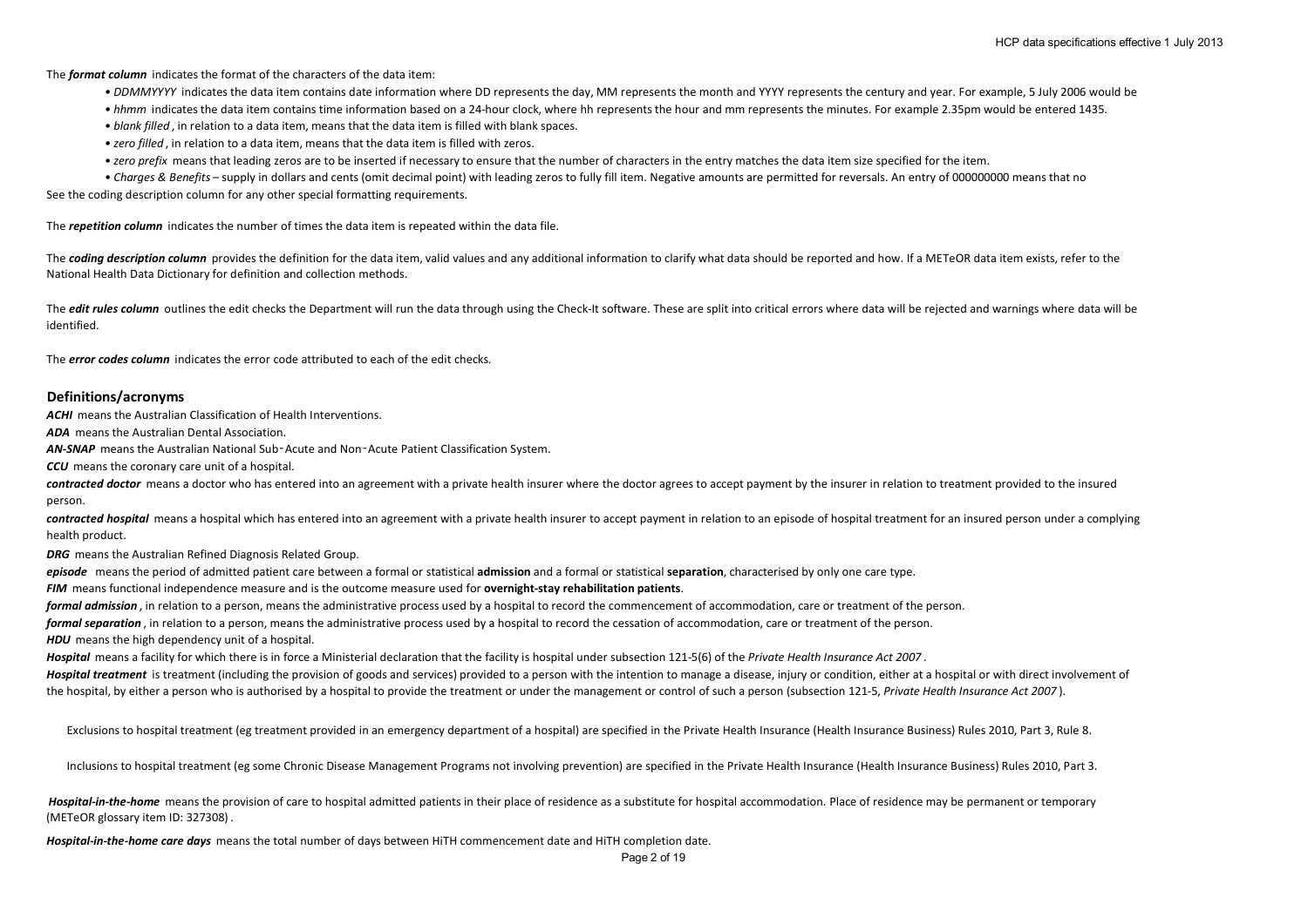The ***format column*** indicates the format of the characters of the data item:

- *DDMMYYYY* indicates the data item contains date information where DD represents the day, MM represents the month and YYYY represents the century and year. For example, 5 July 2006 would be
- *hhmm* indicates the data item contains time information based on a 24-hour clock, where hh represents the hour and mm represents the minutes. For example 2.35pm would be entered 1435.
- *blank filled* , in relation to a data item, means that the data item is filled with blank spaces.
- *zero filled* , in relation to a data item, means that the data item is filled with zeros.
- *zero prefix* means that leading zeros are to be inserted if necessary to ensure that the number of characters in the entry matches the data item size specified for the item.
- *Charges & Benefits* – supply in dollars and cents (omit decimal point) with leading zeros to fully fill item. Negative amounts are permitted for reversals. An entry of 000000000 means that no

See the coding description column for any other special formatting requirements.

The ***repetition column*** indicates the number of times the data item is repeated within the data file.

The ***coding description column*** provides the definition for the data item, valid values and any additional information to clarify what data should be reported and how. If a METeOR data item exists, refer to the National Health Data Dictionary for definition and collection methods.

The ***edit rules column*** outlines the edit checks the Department will run the data through using the Check-It software. These are split into critical errors where data will be rejected and warnings where data will be identified.

The ***error codes column*** indicates the error code attributed to each of the edit checks.

## Definitions/acronyms

***ACHI*** means the Australian Classification of Health Interventions.

***ADA*** means the Australian Dental Association.

***AN-SNAP*** means the Australian National Sub-Acute and Non-Acute Patient Classification System.

***CCU*** means the coronary care unit of a hospital.

***contracted doctor*** means a doctor who has entered into an agreement with a private health insurer where the doctor agrees to accept payment by the insurer in relation to treatment provided to the insured person.

***contracted hospital*** means a hospital which has entered into an agreement with a private health insurer to accept payment in relation to an episode of hospital treatment for an insured person under a complying health product.

***DRG*** means the Australian Refined Diagnosis Related Group.

***episode*** means the period of admitted patient care between a formal or statistical **admission** and a formal or statistical **separation**, characterised by only one care type.

***FIM*** means functional independence measure and is the outcome measure used for **overnight-stay rehabilitation patients**.

***formal admission*** , in relation to a person, means the administrative process used by a hospital to record the commencement of accommodation, care or treatment of the person.

***formal separation*** , in relation to a person, means the administrative process used by a hospital to record the cessation of accommodation, care or treatment of the person.

***HDU*** means the high dependency unit of a hospital.

***Hospital*** means a facility for which there is in force a Ministerial declaration that the facility is hospital under subsection 121-5(6) of the *Private Health Insurance Act 2007* .

***Hospital treatment*** is treatment (including the provision of goods and services) provided to a person with the intention to manage a disease, injury or condition, either at a hospital or with direct involvement of the hospital, by either a person who is authorised by a hospital to provide the treatment or under the management or control of such a person (subsection 121-5, *Private Health Insurance Act 2007* ).

Exclusions to hospital treatment (eg treatment provided in an emergency department of a hospital) are specified in the Private Health Insurance (Health Insurance Business) Rules 2010, Part 3, Rule 8.

Inclusions to hospital treatment (eg some Chronic Disease Management Programs not involving prevention) are specified in the Private Health Insurance (Health Insurance Business) Rules 2010, Part 3.

***Hospital-in-the-home*** means the provision of care to hospital admitted patients in their place of residence as a substitute for hospital accommodation. Place of residence may be permanent or temporary (METeOR glossary item ID: 327308) .

***Hospital-in-the-home care days*** means the total number of days between HiTH commencement date and HiTH completion date.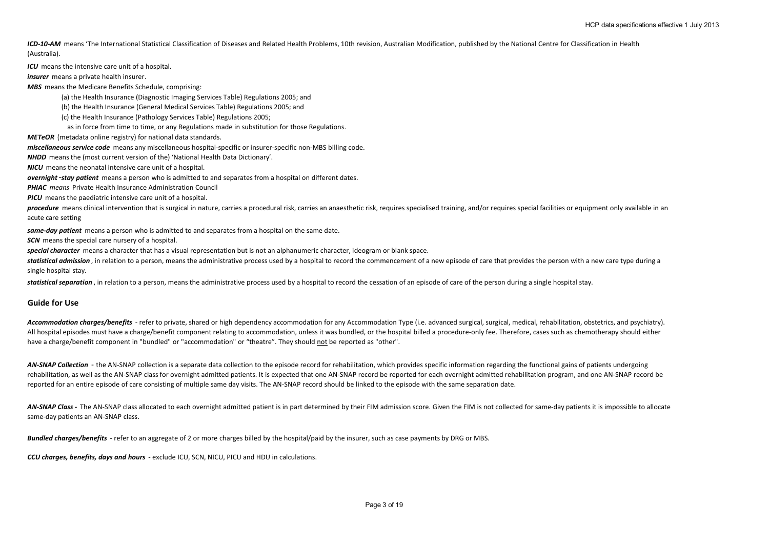***ICD-10-AM*** means 'The International Statistical Classification of Diseases and Related Health Problems, 10th revision, Australian Modification, published by the National Centre for Classification in Health (Australia).

***ICU*** means the intensive care unit of a hospital.

***insurer*** means a private health insurer.

***MBS*** means the Medicare Benefits Schedule, comprising:

(a) the Health Insurance (Diagnostic Imaging Services Table) Regulations 2005; and

(b) the Health Insurance (General Medical Services Table) Regulations 2005; and

(c) the Health Insurance (Pathology Services Table) Regulations 2005;

as in force from time to time, or any Regulations made in substitution for those Regulations.

***METeOR*** (metadata online registry) for national data standards.

***miscellaneous service code*** means any miscellaneous hospital-specific or insurer-specific non-MBS billing code.

***NHDD*** means the (most current version of the) 'National Health Data Dictionary'.

***NICU*** means the neonatal intensive care unit of a hospital.

***overnight-stay patient*** means a person who is admitted to and separates from a hospital on different dates.

***PHIAC*** *means* Private Health Insurance Administration Council

***PICU*** means the paediatric intensive care unit of a hospital.

***procedure*** means clinical intervention that is surgical in nature, carries a procedural risk, carries an anaesthetic risk, requires specialised training, and/or requires special facilities or equipment only available in an acute care setting

***same-day patient*** means a person who is admitted to and separates from a hospital on the same date.

***SCN*** means the special care nursery of a hospital.

***special character*** means a character that has a visual representation but is not an alphanumeric character, ideogram or blank space.

***statistical admission***, in relation to a person, means the administrative process used by a hospital to record the commencement of a new episode of care that provides the person with a new care type during a single hospital stay.

***statistical separation***, in relation to a person, means the administrative process used by a hospital to record the cessation of an episode of care of the person during a single hospital stay.

## Guide for Use

***Accommodation charges/benefits*** - refer to private, shared or high dependency accommodation for any Accommodation Type (i.e. advanced surgical, surgical, medical, rehabilitation, obstetrics, and psychiatry). All hospital episodes must have a charge/benefit component relating to accommodation, unless it was bundled, or the hospital billed a procedure-only fee. Therefore, cases such as chemotherapy should either have a charge/benefit component in "bundled" or "accommodation" or "theatre". They should not be reported as "other".

***AN-SNAP Collection*** - the AN-SNAP collection is a separate data collection to the episode record for rehabilitation, which provides specific information regarding the functional gains of patients undergoing rehabilitation, as well as the AN-SNAP class for overnight admitted patients. It is expected that one AN-SNAP record be reported for each overnight admitted rehabilitation program, and one AN-SNAP record be reported for an entire episode of care consisting of multiple same day visits. The AN-SNAP record should be linked to the episode with the same separation date.

***AN-SNAP Class*** - The AN-SNAP class allocated to each overnight admitted patient is in part determined by their FIM admission score. Given the FIM is not collected for same-day patients it is impossible to allocate same-day patients an AN-SNAP class.

***Bundled charges/benefits*** - refer to an aggregate of 2 or more charges billed by the hospital/paid by the insurer, such as case payments by DRG or MBS.

***CCU charges, benefits, days and hours*** - exclude ICU, SCN, NICU, PICU and HDU in calculations.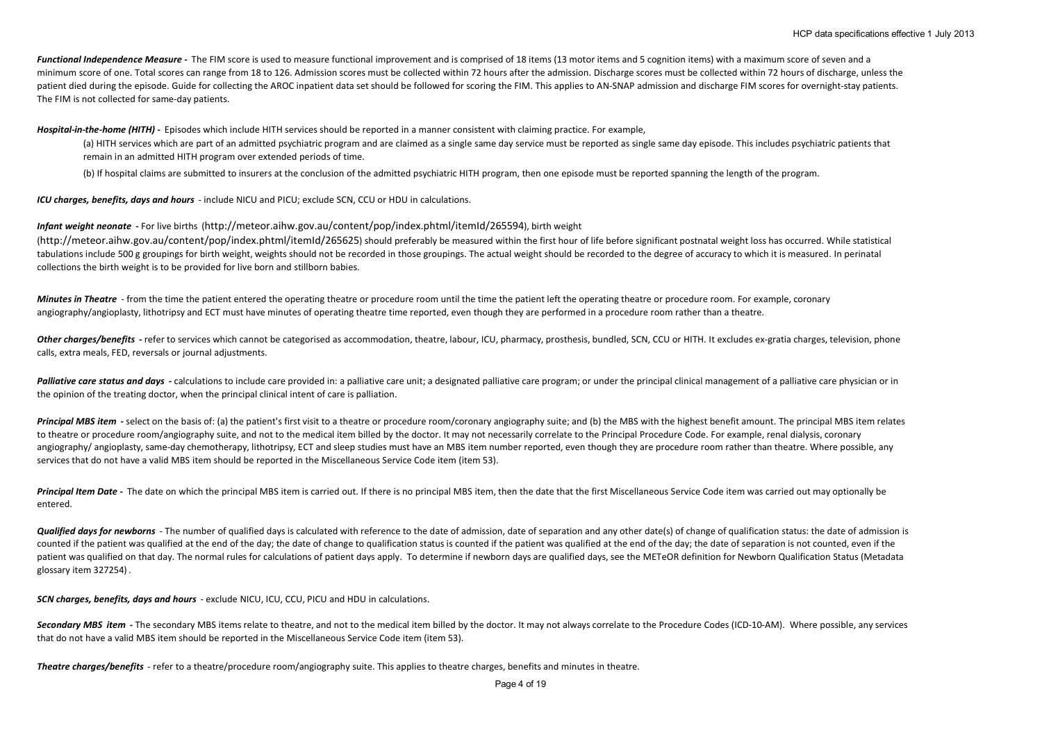***Functional Independence Measure* -** The FIM score is used to measure functional improvement and is comprised of 18 items (13 motor items and 5 cognition items) with a maximum score of seven and a minimum score of one. Total scores can range from 18 to 126. Admission scores must be collected within 72 hours after the admission. Discharge scores must be collected within 72 hours of discharge, unless the patient died during the episode. Guide for collecting the AROC inpatient data set should be followed for scoring the FIM. This applies to AN-SNAP admission and discharge FIM scores for overnight-stay patients. The FIM is not collected for same-day patients.

***Hospital-in-the-home (HITH)* -** Episodes which include HITH services should be reported in a manner consistent with claiming practice. For example,

(a) HITH services which are part of an admitted psychiatric program and are claimed as a single same day service must be reported as single same day episode. This includes psychiatric patients that remain in an admitted HITH program over extended periods of time.

(b) If hospital claims are submitted to insurers at the conclusion of the admitted psychiatric HITH program, then one episode must be reported spanning the length of the program.

***ICU charges, benefits, days and hours*** - include NICU and PICU; exclude SCN, CCU or HDU in calculations.

***Infant weight neonate* -** For live births (http://meteor.aihw.gov.au/content/pop/index.phtml/itemId/265594), birth weight (http://meteor.aihw.gov.au/content/pop/index.phtml/itemId/265625) should preferably be measured within the first hour of life before significant postnatal weight loss has occurred. While statistical tabulations include 500 g groupings for birth weight, weights should not be recorded in those groupings. The actual weight should be recorded to the degree of accuracy to which it is measured. In perinatal collections the birth weight is to be provided for live born and stillborn babies.

***Minutes in Theatre*** - from the time the patient entered the operating theatre or procedure room until the time the patient left the operating theatre or procedure room. For example, coronary angiography/angioplasty, lithotripsy and ECT must have minutes of operating theatre time reported, even though they are performed in a procedure room rather than a theatre.

***Other charges/benefits* -** refer to services which cannot be categorised as accommodation, theatre, labour, ICU, pharmacy, prosthesis, bundled, SCN, CCU or HITH. It excludes ex-gratia charges, television, phone calls, extra meals, FED, reversals or journal adjustments.

***Palliative care status and days* -** calculations to include care provided in: a palliative care unit; a designated palliative care program; or under the principal clinical management of a palliative care physician or in the opinion of the treating doctor, when the principal clinical intent of care is palliation.

***Principal MBS item* -** select on the basis of: (a) the patient's first visit to a theatre or procedure room/coronary angiography suite; and (b) the MBS with the highest benefit amount. The principal MBS item relates to theatre or procedure room/angiography suite, and not to the medical item billed by the doctor. It may not necessarily correlate to the Principal Procedure Code. For example, renal dialysis, coronary angiography/ angioplasty, same-day chemotherapy, lithotripsy, ECT and sleep studies must have an MBS item number reported, even though they are procedure room rather than theatre. Where possible, any services that do not have a valid MBS item should be reported in the Miscellaneous Service Code item (item 53).

***Principal Item Date* -** The date on which the principal MBS item is carried out. If there is no principal MBS item, then the date that the first Miscellaneous Service Code item was carried out may optionally be entered.

***Qualified days for newborns*** - The number of qualified days is calculated with reference to the date of admission, date of separation and any other date(s) of change of qualification status: the date of admission is counted if the patient was qualified at the end of the day; the date of change to qualification status is counted if the patient was qualified at the end of the day; the date of separation is not counted, even if the patient was qualified on that day. The normal rules for calculations of patient days apply. To determine if newborn days are qualified days, see the METeOR definition for Newborn Qualification Status (Metadata glossary item 327254) .

***SCN charges, benefits, days and hours*** - exclude NICU, ICU, CCU, PICU and HDU in calculations.

***Secondary MBS item* -** The secondary MBS items relate to theatre, and not to the medical item billed by the doctor. It may not always correlate to the Procedure Codes (ICD-10-AM). Where possible, any services that do not have a valid MBS item should be reported in the Miscellaneous Service Code item (item 53).

***Theatre charges/benefits*** - refer to a theatre/procedure room/angiography suite. This applies to theatre charges, benefits and minutes in theatre.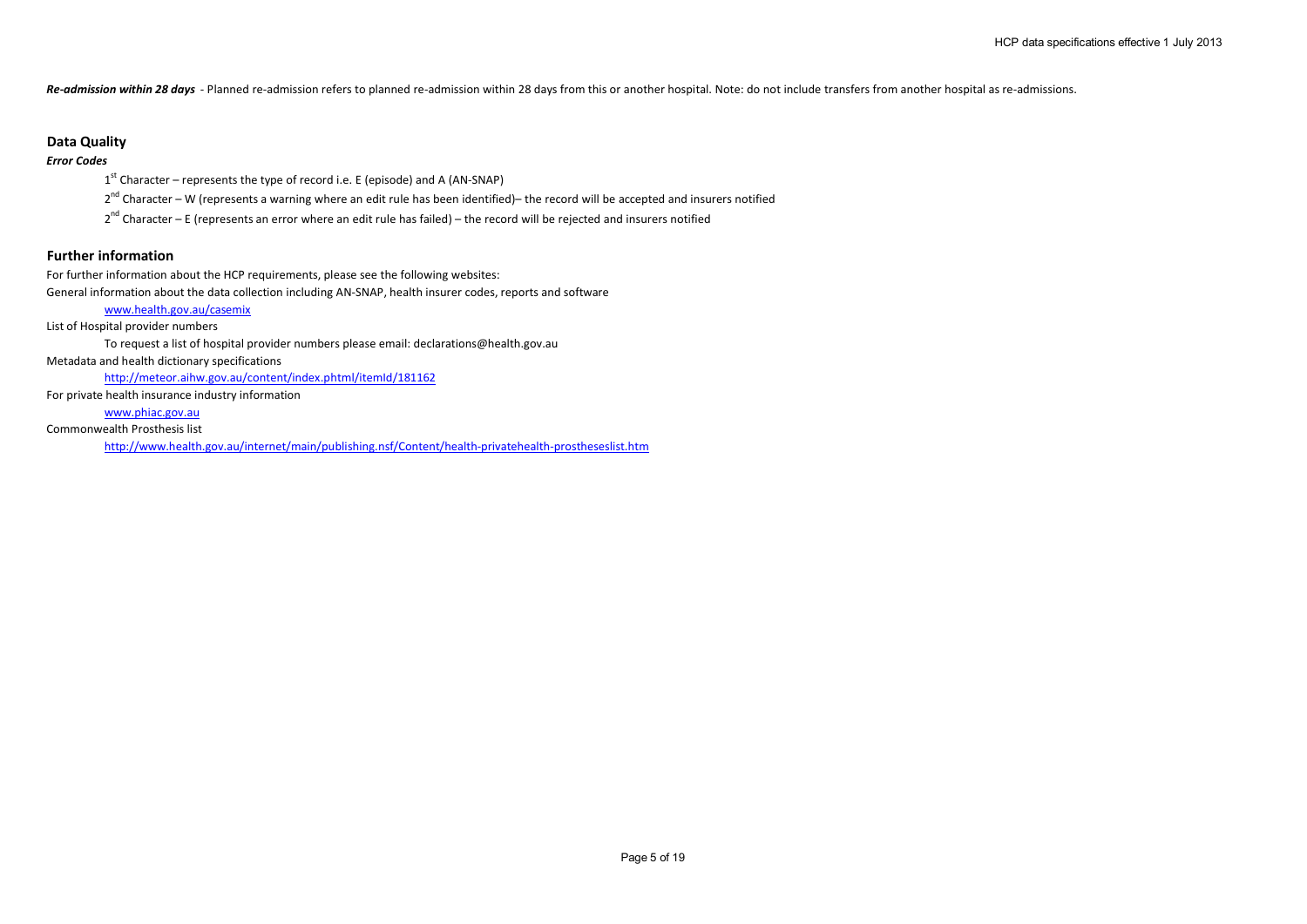***Re-admission within 28 days*** - Planned re-admission refers to planned re-admission within 28 days from this or another hospital. Note: do not include transfers from another hospital as re-admissions.

## Data Quality

***Error Codes***

1st Character – represents the type of record i.e. E (episode) and A (AN-SNAP)

2nd Character – W (represents a warning where an edit rule has been identified)– the record will be accepted and insurers notified

2nd Character – E (represents an error where an edit rule has failed) – the record will be rejected and insurers notified

## Further information

For further information about the HCP requirements, please see the following websites:

General information about the data collection including AN-SNAP, health insurer codes, reports and software

www.health.gov.au/casemix

List of Hospital provider numbers

To request a list of hospital provider numbers please email: declarations@health.gov.au

Metadata and health dictionary specifications

http://meteor.aihw.gov.au/content/index.phtml/itemId/181162

For private health insurance industry information

www.phiac.gov.au

Commonwealth Prosthesis list

http://www.health.gov.au/internet/main/publishing.nsf/Content/health-privatehealth-prostheseslist.htm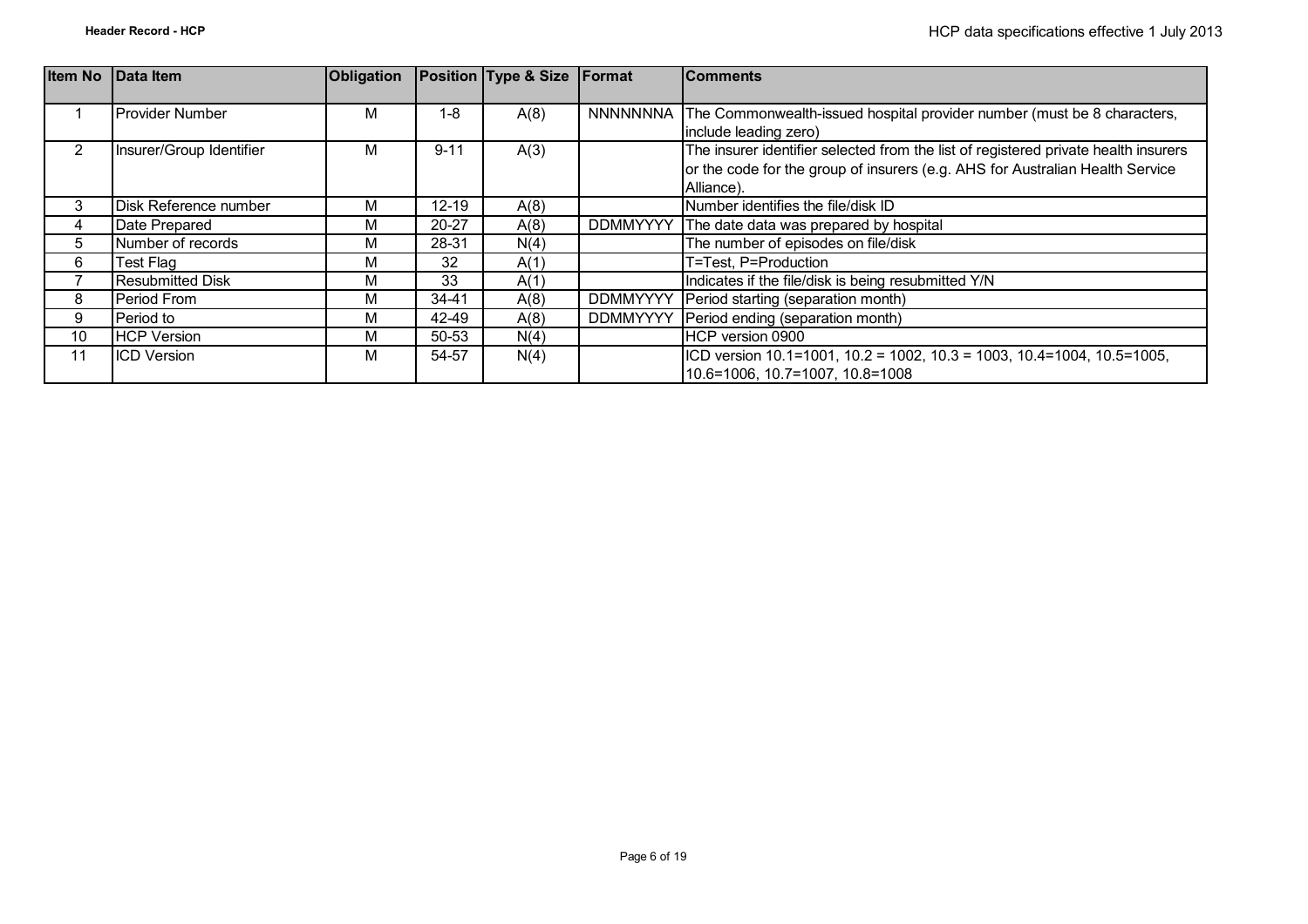| Item No | Data Item | Obligation | Position | Type & Size | Format | Comments |
|---|---|---|---|---|---|---|
| 1 | Provider Number | M | 1-8 | A(8) | NNNNNNNA | The Commonwealth-issued hospital provider number (must be 8 characters, include leading zero) |
| 2 | Insurer/Group Identifier | M | 9-11 | A(3) | | The insurer identifier selected from the list of registered private health insurers or the code for the group of insurers (e.g. AHS for Australian Health Service Alliance). |
| 3 | Disk Reference number | M | 12-19 | A(8) | | Number identifies the file/disk ID |
| 4 | Date Prepared | M | 20-27 | A(8) | DDMMYYYY | The date data was prepared by hospital |
| 5 | Number of records | M | 28-31 | N(4) | | The number of episodes on file/disk |
| 6 | Test Flag | M | 32 | A(1) | | T=Test, P=Production |
| 7 | Resubmitted Disk | M | 33 | A(1) | | Indicates if the file/disk is being resubmitted Y/N |
| 8 | Period From | M | 34-41 | A(8) | DDMMYYYY | Period starting (separation month) |
| 9 | Period to | M | 42-49 | A(8) | DDMMYYYY | Period ending (separation month) |
| 10 | HCP Version | M | 50-53 | N(4) | | HCP version 0900 |
| 11 | ICD Version | M | 54-57 | N(4) | | ICD version 10.1=1001, 10.2 = 1002, 10.3 = 1003, 10.4=1004, 10.5=1005, 10.6=1006, 10.7=1007, 10.8=1008 |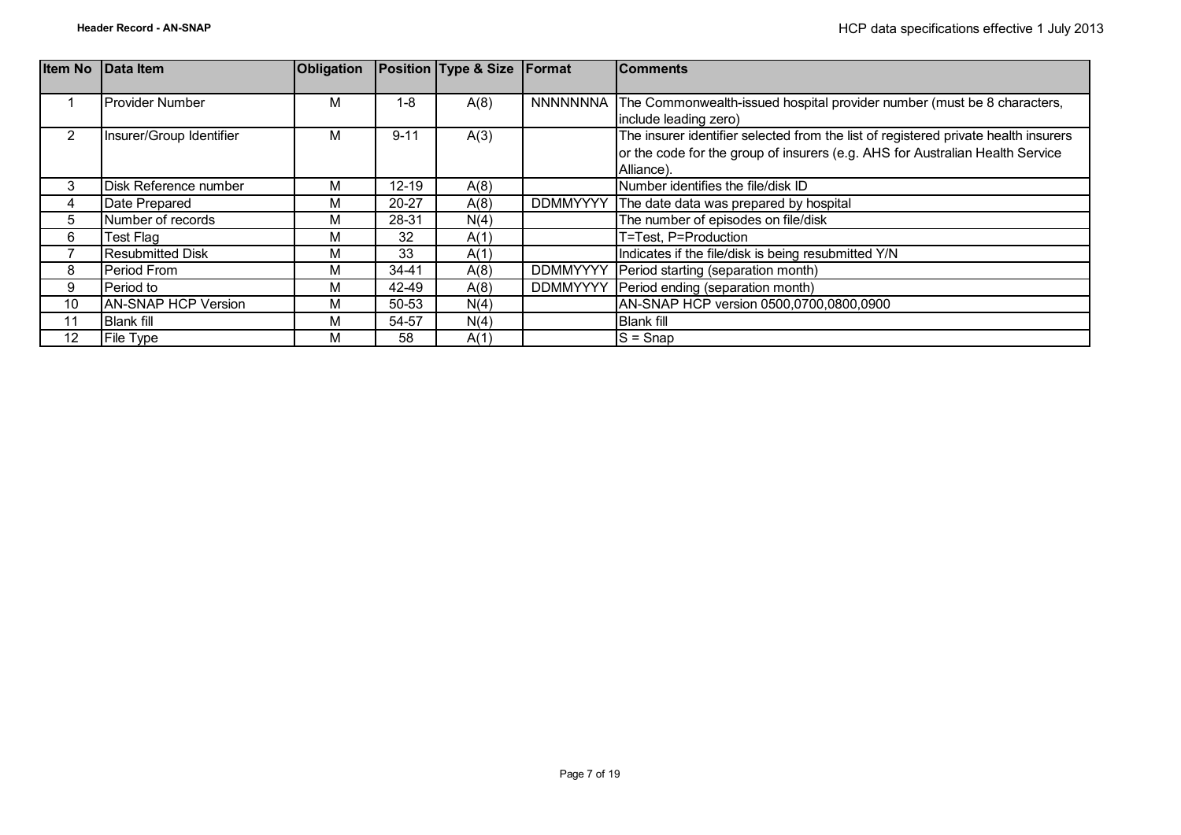# Header Record - AN-SNAP

| Item No | Data Item | Obligation | Position | Type & Size | Format | Comments |
|---|---|---|---|---|---|---|
| 1 | Provider Number | M | 1-8 | A(8) | NNNNNNNA | The Commonwealth-issued hospital provider number (must be 8 characters, include leading zero) |
| 2 | Insurer/Group Identifier | M | 9-11 | A(3) | | The insurer identifier selected from the list of registered private health insurers or the code for the group of insurers (e.g. AHS for Australian Health Service Alliance). |
| 3 | Disk Reference number | M | 12-19 | A(8) | | Number identifies the file/disk ID |
| 4 | Date Prepared | M | 20-27 | A(8) | DDMMYYYY | The date data was prepared by hospital |
| 5 | Number of records | M | 28-31 | N(4) | | The number of episodes on file/disk |
| 6 | Test Flag | M | 32 | A(1) | | T=Test, P=Production |
| 7 | Resubmitted Disk | M | 33 | A(1) | | Indicates if the file/disk is being resubmitted Y/N |
| 8 | Period From | M | 34-41 | A(8) | DDMMYYYY | Period starting (separation month) |
| 9 | Period to | M | 42-49 | A(8) | DDMMYYYY | Period ending (separation month) |
| 10 | AN-SNAP HCP Version | M | 50-53 | N(4) | | AN-SNAP HCP version 0500,0700,0800,0900 |
| 11 | Blank fill | M | 54-57 | N(4) | | Blank fill |
| 12 | File Type | M | 58 | A(1) | | S = Snap |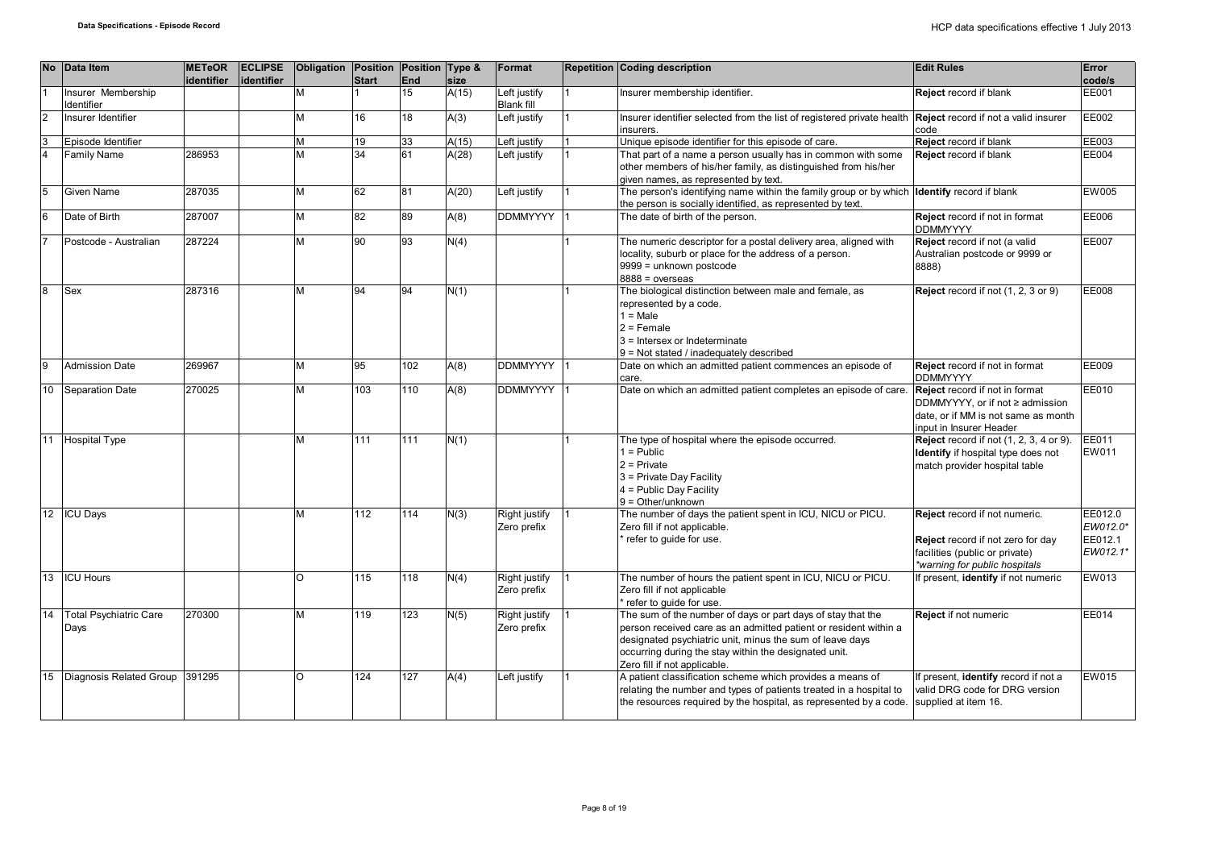| No | Data Item | METeOR identifier | ECLIPSE identifier | Obligation | Position Start | Position End | Type & size | Format | Repetition | Coding description | Edit Rules | Error code/s |
|---|---|---|---|---|---|---|---|---|---|---|---|---|
| 1 | Insurer Membership Identifier | | | M | 1 | 15 | A(15) | Left justify Blank fill | 1 | Insurer membership identifier. | **Reject** record if blank | EE001 |
| 2 | Insurer Identifier | | | M | 16 | 18 | A(3) | Left justify | 1 | Insurer identifier selected from the list of registered private health insurers. | **Reject** record if not a valid insurer code | EE002 |
| 3 | Episode Identifier | | | M | 19 | 33 | A(15) | Left justify | 1 | Unique episode identifier for this episode of care. | **Reject** record if blank | EE003 |
| 4 | Family Name | 286953 | | M | 34 | 61 | A(28) | Left justify | 1 | That part of a name a person usually has in common with some other members of his/her family, as distinguished from his/her given names, as represented by text. | **Reject** record if blank | EE004 |
| 5 | Given Name | 287035 | | M | 62 | 81 | A(20) | Left justify | 1 | The person's identifying name within the family group or by which the person is socially identified, as represented by text. | **Identify** record if blank | EW005 |
| 6 | Date of Birth | 287007 | | M | 82 | 89 | A(8) | DDMMYYYY | 1 | The date of birth of the person. | **Reject** record if not in format DDMMYYYY | EE006 |
| 7 | Postcode - Australian | 287224 | | M | 90 | 93 | N(4) | | 1 | The numeric descriptor for a postal delivery area, aligned with locality, suburb or place for the address of a person.<br>9999 = unknown postcode<br>8888 = overseas | **Reject** record if not (a valid Australian postcode or 9999 or 8888) | EE007 |
| 8 | Sex | 287316 | | M | 94 | 94 | N(1) | | 1 | The biological distinction between male and female, as represented by a code.<br>1 = Male<br>2 = Female<br>3 = Intersex or Indeterminate<br>9 = Not stated / inadequately described | **Reject** record if not (1, 2, 3 or 9) | EE008 |
| 9 | Admission Date | 269967 | | M | 95 | 102 | A(8) | DDMMYYYY | 1 | Date on which an admitted patient commences an episode of care. | **Reject** record if not in format DDMMYYYY | EE009 |
| 10 | Separation Date | 270025 | | M | 103 | 110 | A(8) | DDMMYYYY | 1 | Date on which an admitted patient completes an episode of care. | **Reject** record if not in format DDMMYYYY, or if not ≥ admission date, or if MM is not same as month input in Insurer Header | EE010 |
| 11 | Hospital Type | | | M | 111 | 111 | N(1) | | 1 | The type of hospital where the episode occurred.<br>1 = Public<br>2 = Private<br>3 = Private Day Facility<br>4 = Public Day Facility<br>9 = Other/unknown | **Reject** record if not (1, 2, 3, 4 or 9).<br>**Identify** if hospital type does not match provider hospital table | EE011<br>EW011 |
| 12 | ICU Days | | | M | 112 | 114 | N(3) | Right justify Zero prefix | 1 | The number of days the patient spent in ICU, NICU or PICU.<br>Zero fill if not applicable.<br>* refer to guide for use. | **Reject** record if not numeric.<br><br>**Reject** record if not zero for day facilities (public or private)<br>*warning for public hospitals* | EE012.0<br>*EW012.0**<br>EE012.1<br>*EW012.1** |
| 13 | ICU Hours | | | O | 115 | 118 | N(4) | Right justify Zero prefix | 1 | The number of hours the patient spent in ICU, NICU or PICU.<br>Zero fill if not applicable<br>* refer to guide for use. | If present, **identify** if not numeric | EW013 |
| 14 | Total Psychiatric Care Days | 270300 | | M | 119 | 123 | N(5) | Right justify Zero prefix | 1 | The sum of the number of days or part days of stay that the person received care as an admitted patient or resident within a designated psychiatric unit, minus the sum of leave days occurring during the stay within the designated unit.<br>Zero fill if not applicable. | **Reject** if not numeric | EE014 |
| 15 | Diagnosis Related Group | 391295 | | O | 124 | 127 | A(4) | Left justify | 1 | A patient classification scheme which provides a means of relating the number and types of patients treated in a hospital to the resources required by the hospital, as represented by a code. | If present, **identify** record if not a valid DRG code for DRG version supplied at item 16. | EW015 |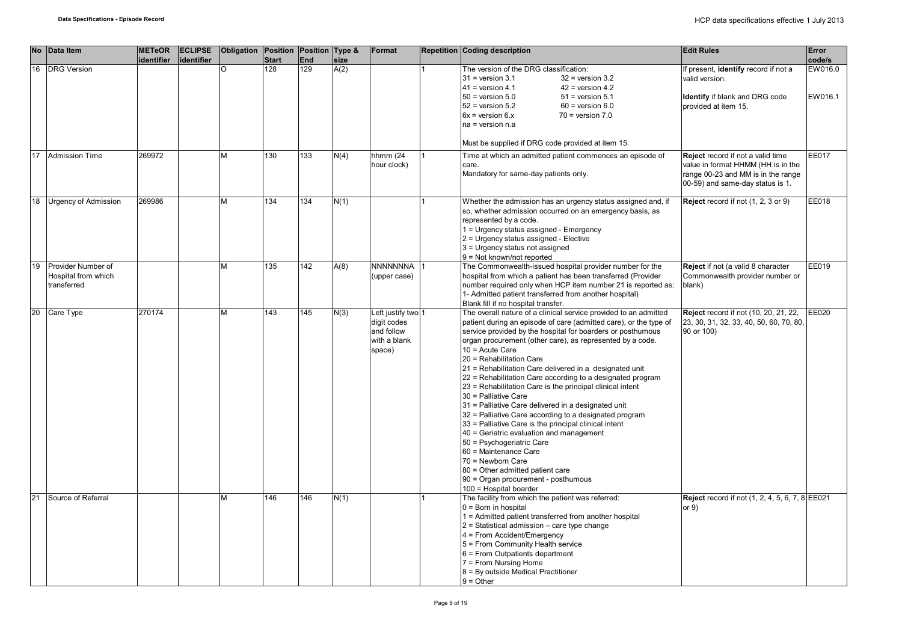| No | Data Item | METeOR identifier | ECLIPSE identifier | Obligation | Position Start | Position End | Type & size | Format | Repetition | Coding description | Edit Rules | Error code/s |
|---|---|---|---|---|---|---|---|---|---|---|---|---|
| 16 | DRG Version | | | O | 128 | 129 | A(2) | | 1 | The version of the DRG classification:<br>31 = version 3.1 32 = version 3.2<br>41 = version 4.1 42 = version 4.2<br>50 = version 5.0 51 = version 5.1<br>52 = version 5.2 60 = version 6.0<br>6x = version 6.x 70 = version 7.0<br>na = version n.a<br><br>Must be supplied if DRG code provided at item 15. | If present, **identify** record if not a valid version.<br><br>**Identify** if blank and DRG code provided at item 15. | EW016.0<br><br>EW016.1 |
| 17 | Admission Time | 269972 | | M | 130 | 133 | N(4) | hhmm (24 hour clock) | 1 | Time at which an admitted patient commences an episode of care.<br>Mandatory for same-day patients only. | **Reject** record if not a valid time value in format HHMM (HH is in the range 00-23 and MM is in the range 00-59) and same-day status is 1. | EE017 |
| 18 | Urgency of Admission | 269986 | | M | 134 | 134 | N(1) | | 1 | Whether the admission has an urgency status assigned and, if so, whether admission occurred on an emergency basis, as represented by a code.<br>1 = Urgency status assigned - Emergency<br>2 = Urgency status assigned - Elective<br>3 = Urgency status not assigned<br>9 = Not known/not reported | **Reject** record if not (1, 2, 3 or 9) | EE018 |
| 19 | Provider Number of Hospital from which transferred | | | M | 135 | 142 | A(8) | NNNNNNNA (upper case) | 1 | The Commonwealth-issued hospital provider number for the hospital from which a patient has been transferred (Provider number required only when HCP item number 21 is reported as: 1- Admitted patient transferred from another hospital)<br>Blank fill if no hospital transfer. | **Reject** if not (a valid 8 character Commonwealth provider number or blank) | EE019 |
| 20 | Care Type | 270174 | | M | 143 | 145 | N(3) | Left justify two digit codes and follow with a blank space) | 1 | The overall nature of a clinical service provided to an admitted patient during an episode of care (admitted care), or the type of service provided by the hospital for boarders or posthumous organ procurement (other care), as represented by a code.<br>10 = Acute Care<br>20 = Rehabilitation Care<br>21 = Rehabilitation Care delivered in a designated unit<br>22 = Rehabilitation Care according to a designated program<br>23 = Rehabilitation Care is the principal clinical intent<br>30 = Palliative Care<br>31 = Palliative Care delivered in a designated unit<br>32 = Palliative Care according to a designated program<br>33 = Palliative Care is the principal clinical intent<br>40 = Geriatric evaluation and management<br>50 = Psychogeriatric Care<br>60 = Maintenance Care<br>70 = Newborn Care<br>80 = Other admitted patient care<br>90 = Organ procurement - posthumous<br>100 = Hospital boarder | **Reject** record if not (10, 20, 21, 22, 23, 30, 31, 32, 33, 40, 50, 60, 70, 80, 90 or 100) | EE020 |
| 21 | Source of Referral | | | M | 146 | 146 | N(1) | | 1 | The facility from which the patient was referred:<br>0 = Born in hospital<br>1 = Admitted patient transferred from another hospital<br>2 = Statistical admission – care type change<br>4 = From Accident/Emergency<br>5 = From Community Health service<br>6 = From Outpatients department<br>7 = From Nursing Home<br>8 = By outside Medical Practitioner<br>9 = Other | **Reject** record if not (1, 2, 4, 5, 6, 7, 8 or 9) | EE021 |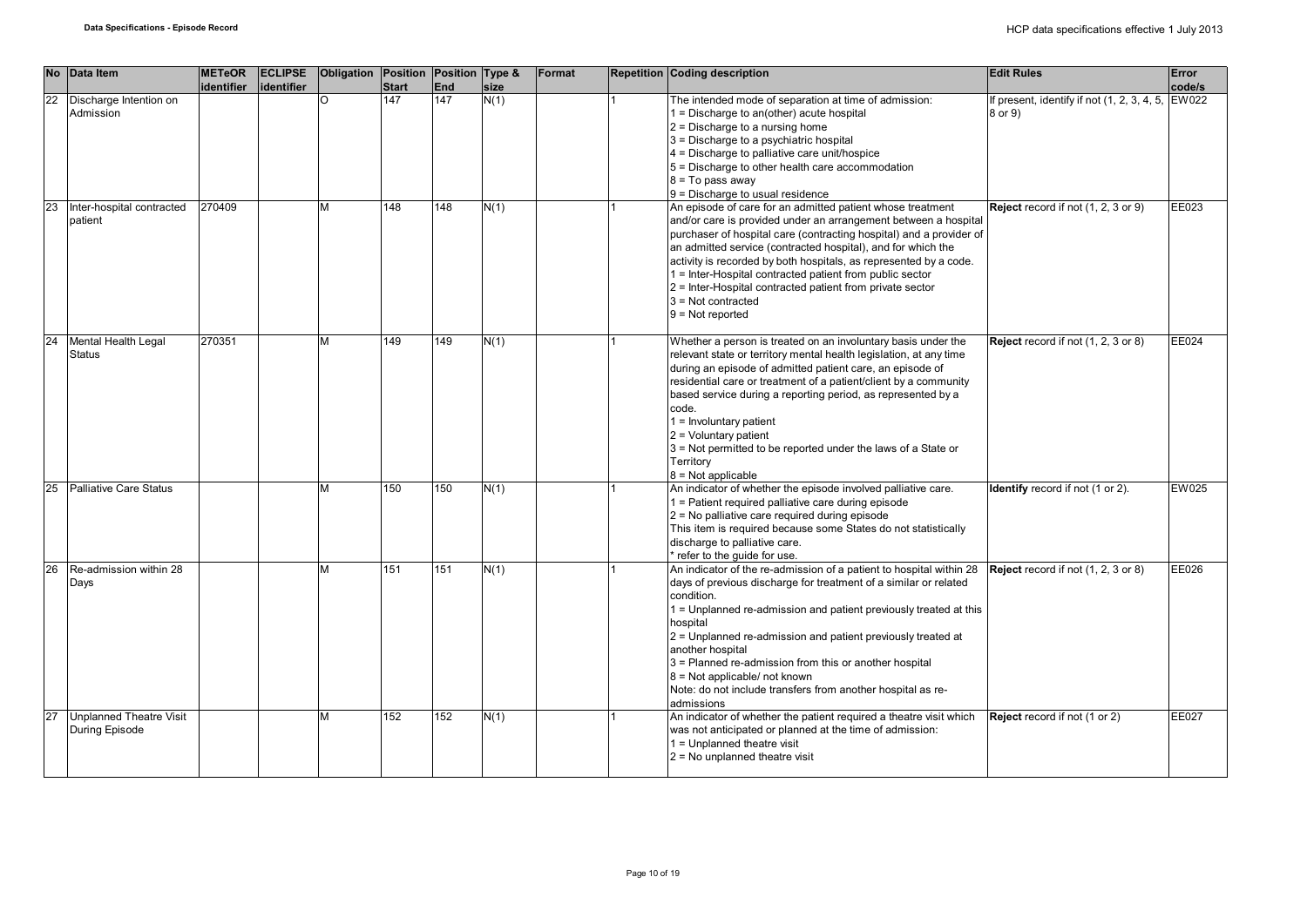| No | Data Item | METeOR identifier | ECLIPSE identifier | Obligation | Position Start | Position End | Type & size | Format | Repetition | Coding description | Edit Rules | Error code/s |
|---|---|---|---|---|---|---|---|---|---|---|---|---|
| 22 | Discharge Intention on Admission | | | O | 147 | 147 | N(1) | | 1 | The intended mode of separation at time of admission:<br>1 = Discharge to an(other) acute hospital<br>2 = Discharge to a nursing home<br>3 = Discharge to a psychiatric hospital<br>4 = Discharge to palliative care unit/hospice<br>5 = Discharge to other health care accommodation<br>8 = To pass away<br>9 = Discharge to usual residence | If present, identify if not (1, 2, 3, 4, 5, 8 or 9) | EW022 |
| 23 | Inter-hospital contracted patient | 270409 | | M | 148 | 148 | N(1) | | 1 | An episode of care for an admitted patient whose treatment and/or care is provided under an arrangement between a hospital purchaser of hospital care (contracting hospital) and a provider of an admitted service (contracted hospital), and for which the activity is recorded by both hospitals, as represented by a code.<br>1 = Inter-Hospital contracted patient from public sector<br>2 = Inter-Hospital contracted patient from private sector<br>3 = Not contracted<br>9 = Not reported | **Reject** record if not (1, 2, 3 or 9) | EE023 |
| 24 | Mental Health Legal Status | 270351 | | M | 149 | 149 | N(1) | | 1 | Whether a person is treated on an involuntary basis under the relevant state or territory mental health legislation, at any time during an episode of admitted patient care, an episode of residential care or treatment of a patient/client by a community based service during a reporting period, as represented by a code.<br>1 = Involuntary patient<br>2 = Voluntary patient<br>3 = Not permitted to be reported under the laws of a State or Territory<br>8 = Not applicable | **Reject** record if not (1, 2, 3 or 8) | EE024 |
| 25 | Palliative Care Status | | | M | 150 | 150 | N(1) | | 1 | An indicator of whether the episode involved palliative care.<br>1 = Patient required palliative care during episode<br>2 = No palliative care required during episode<br>This item is required because some States do not statistically discharge to palliative care.<br>* refer to the guide for use. | **Identify** record if not (1 or 2). | EW025 |
| 26 | Re-admission within 28 Days | | | M | 151 | 151 | N(1) | | 1 | An indicator of the re-admission of a patient to hospital within 28 days of previous discharge for treatment of a similar or related condition.<br>1 = Unplanned re-admission and patient previously treated at this hospital<br>2 = Unplanned re-admission and patient previously treated at another hospital<br>3 = Planned re-admission from this or another hospital<br>8 = Not applicable/ not known<br>Note: do not include transfers from another hospital as re-admissions | **Reject** record if not (1, 2, 3 or 8) | EE026 |
| 27 | Unplanned Theatre Visit During Episode | | | M | 152 | 152 | N(1) | | 1 | An indicator of whether the patient required a theatre visit which was not anticipated or planned at the time of admission:<br>1 = Unplanned theatre visit<br>2 = No unplanned theatre visit | **Reject** record if not (1 or 2) | EE027 |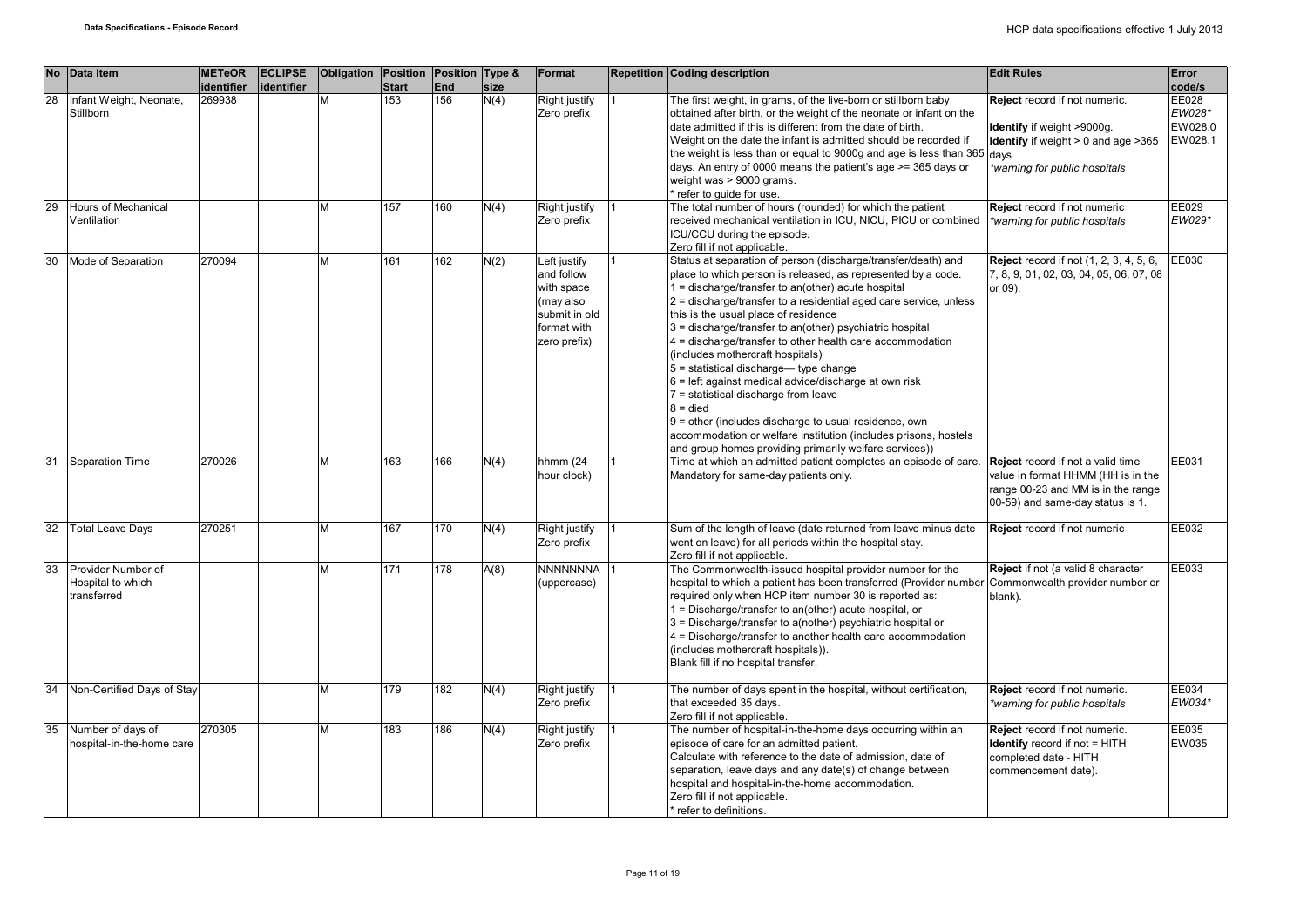| No | Data Item | METeOR identifier | ECLIPSE identifier | Obligation | Position Start | Position End | Type & size | Format | Repetition | Coding description | Edit Rules | Error code/s |
|---|---|---|---|---|---|---|---|---|---|---|---|---|
| 28 | Infant Weight, Neonate, Stillborn | 269938 | | M | 153 | 156 | N(4) | Right justify Zero prefix | 1 | The first weight, in grams, of the live-born or stillborn baby obtained after birth, or the weight of the neonate or infant on the date admitted if this is different from the date of birth.<br>Weight on the date the infant is admitted should be recorded if the weight is less than or equal to 9000g and age is less than 365 days. An entry of 0000 means the patient's age >= 365 days or weight was > 9000 grams.<br>* refer to guide for use. | **Reject** record if not numeric.<br><br>**Identify** if weight >9000g.<br>**Identify** if weight > 0 and age >365 days<br>*\*warning for public hospitals* | EE028<br>*EW028\**<br>EW028.0<br>EW028.1 |
| 29 | Hours of Mechanical Ventilation | | | M | 157 | 160 | N(4) | Right justify Zero prefix | 1 | The total number of hours (rounded) for which the patient received mechanical ventilation in ICU, NICU, PICU or combined ICU/CCU during the episode.<br>Zero fill if not applicable. | **Reject** record if not numeric<br>*\*warning for public hospitals* | EE029<br>*EW029\** |
| 30 | Mode of Separation | 270094 | | M | 161 | 162 | N(2) | Left justify and follow with space (may also submit in old format with zero prefix) | 1 | Status at separation of person (discharge/transfer/death) and place to which person is released, as represented by a code.<br>1 = discharge/transfer to an(other) acute hospital<br>2 = discharge/transfer to a residential aged care service, unless this is the usual place of residence<br>3 = discharge/transfer to an(other) psychiatric hospital<br>4 = discharge/transfer to other health care accommodation (includes mothercraft hospitals)<br>5 = statistical discharge— type change<br>6 = left against medical advice/discharge at own risk<br>7 = statistical discharge from leave<br>8 = died<br>9 = other (includes discharge to usual residence, own accommodation or welfare institution (includes prisons, hostels and group homes providing primarily welfare services)) | **Reject** record if not (1, 2, 3, 4, 5, 6, 7, 8, 9, 01, 02, 03, 04, 05, 06, 07, 08 or 09). | EE030 |
| 31 | Separation Time | 270026 | | M | 163 | 166 | N(4) | hhmm (24 hour clock) | 1 | Time at which an admitted patient completes an episode of care. Mandatory for same-day patients only. | **Reject** record if not a valid time value in format HHMM (HH is in the range 00-23 and MM is in the range 00-59) and same-day status is 1. | EE031 |
| 32 | Total Leave Days | 270251 | | M | 167 | 170 | N(4) | Right justify Zero prefix | 1 | Sum of the length of leave (date returned from leave minus date went on leave) for all periods within the hospital stay.<br>Zero fill if not applicable. | **Reject** record if not numeric | EE032 |
| 33 | Provider Number of Hospital to which transferred | | | M | 171 | 178 | A(8) | NNNNNNNA (uppercase) | 1 | The Commonwealth-issued hospital provider number for the hospital to which a patient has been transferred (Provider number required only when HCP item number 30 is reported as:<br>1 = Discharge/transfer to an(other) acute hospital, or<br>3 = Discharge/transfer to a(nother) psychiatric hospital or<br>4 = Discharge/transfer to another health care accommodation (includes mothercraft hospitals)).<br>Blank fill if no hospital transfer. | **Reject** if not (a valid 8 character Commonwealth provider number or blank). | EE033 |
| 34 | Non-Certified Days of Stay | | | M | 179 | 182 | N(4) | Right justify Zero prefix | 1 | The number of days spent in the hospital, without certification, that exceeded 35 days.<br>Zero fill if not applicable. | **Reject** record if not numeric.<br>*\*warning for public hospitals* | EE034<br>*EW034\** |
| 35 | Number of days of hospital-in-the-home care | 270305 | | M | 183 | 186 | N(4) | Right justify Zero prefix | 1 | The number of hospital-in-the-home days occurring within an episode of care for an admitted patient.<br>Calculate with reference to the date of admission, date of separation, leave days and any date(s) of change between hospital and hospital-in-the-home accommodation.<br>Zero fill if not applicable.<br>* refer to definitions. | **Reject** record if not numeric.<br>**Identify** record if not = HITH completed date - HITH commencement date). | EE035<br>EW035 |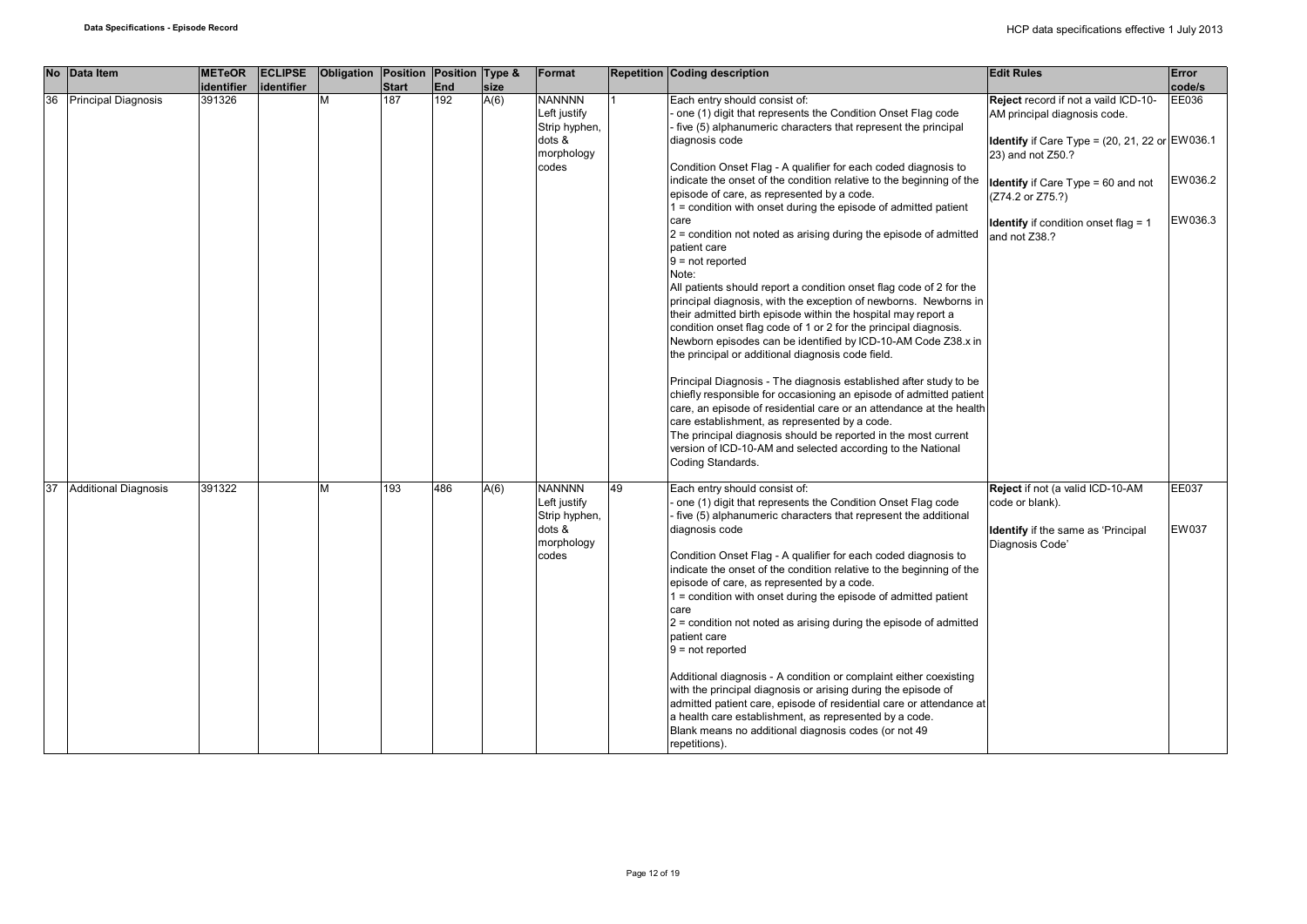| No | Data Item | METeOR identifier | ECLIPSE identifier | Obligation | Position Start | Position End | Type & size | Format | Repetition | Coding description | Edit Rules | Error code/s |
|---|---|---|---|---|---|---|---|---|---|---|---|---|
| 36 | Principal Diagnosis | 391326 | | M | 187 | 192 | A(6) | NANNNN Left justify Strip hyphen, dots & morphology codes | 1 | Each entry should consist of:<br>- one (1) digit that represents the Condition Onset Flag code<br>- five (5) alphanumeric characters that represent the principal diagnosis code<br><br>Condition Onset Flag - A qualifier for each coded diagnosis to indicate the onset of the condition relative to the beginning of the episode of care, as represented by a code.<br>1 = condition with onset during the episode of admitted patient care<br>2 = condition not noted as arising during the episode of admitted patient care<br>9 = not reported<br>Note:<br>All patients should report a condition onset flag code of 2 for the principal diagnosis, with the exception of newborns. Newborns in their admitted birth episode within the hospital may report a condition onset flag code of 1 or 2 for the principal diagnosis. Newborn episodes can be identified by ICD-10-AM Code Z38.x in the principal or additional diagnosis code field.<br><br>Principal Diagnosis - The diagnosis established after study to be chiefly responsible for occasioning an episode of admitted patient care, an episode of residential care or an attendance at the health care establishment, as represented by a code.<br>The principal diagnosis should be reported in the most current version of ICD-10-AM and selected according to the National Coding Standards. | **Reject** record if not a vaild ICD-10-AM principal diagnosis code.<br><br>**Identify** if Care Type = (20, 21, 22 or 23) and not Z50.?<br><br>**Identify** if Care Type = 60 and not (Z74.2 or Z75.?)<br><br>**Identify** if condition onset flag = 1 and not Z38.? | EE036<br><br>EW036.1<br><br>EW036.2<br><br>EW036.3 |
| 37 | Additional Diagnosis | 391322 | | M | 193 | 486 | A(6) | NANNNN Left justify Strip hyphen, dots & morphology codes | 49 | Each entry should consist of:<br>- one (1) digit that represents the Condition Onset Flag code<br>- five (5) alphanumeric characters that represent the additional diagnosis code<br><br>Condition Onset Flag - A qualifier for each coded diagnosis to indicate the onset of the condition relative to the beginning of the episode of care, as represented by a code.<br>1 = condition with onset during the episode of admitted patient care<br>2 = condition not noted as arising during the episode of admitted patient care<br>9 = not reported<br><br>Additional diagnosis - A condition or complaint either coexisting with the principal diagnosis or arising during the episode of admitted patient care, episode of residential care or attendance at a health care establishment, as represented by a code.<br>Blank means no additional diagnosis codes (or not 49 repetitions). | **Reject** if not (a valid ICD-10-AM code or blank).<br><br>**Identify** if the same as 'Principal Diagnosis Code' | EE037<br><br>EW037 |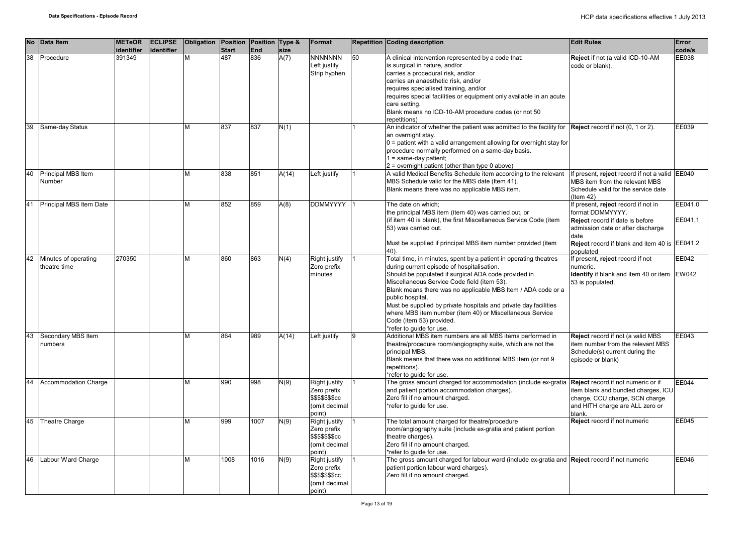| No | Data Item | METeOR identifier | ECLIPSE identifier | Obligation | Position Start | Position End | Type & size | Format | Repetition | Coding description | Edit Rules | Error code/s |
|---|---|---|---|---|---|---|---|---|---|---|---|---|
| 38 | Procedure | 391349 | | M | 487 | 836 | A(7) | NNNNNNN Left justify Strip hyphen | 50 | A clinical intervention represented by a code that: is surgical in nature, and/or carries a procedural risk, and/or carries an anaesthetic risk, and/or requires specialised training, and/or requires special facilities or equipment only available in an acute care setting. Blank means no ICD-10-AM procedure codes (or not 50 repetitions) | **Reject** if not (a valid ICD-10-AM code or blank). | EE038 |
| 39 | Same-day Status | | | M | 837 | 837 | N(1) | | 1 | An indicator of whether the patient was admitted to the facility for an overnight stay. 0 = patient with a valid arrangement allowing for overnight stay for procedure normally performed on a same-day basis. 1 = same-day patient; 2 = overnight patient (other than type 0 above) | **Reject** record if not (0, 1 or 2). | EE039 |
| 40 | Principal MBS Item Number | | | M | 838 | 851 | A(14) | Left justify | 1 | A valid Medical Benefits Schedule item according to the relevant MBS Schedule valid for the MBS date (Item 41). Blank means there was no applicable MBS item. | If present, **reject** record if not a valid MBS item from the relevant MBS Schedule valid for the service date (Item 42) | EE040 |
| 41 | Principal MBS Item Date | | | M | 852 | 859 | A(8) | DDMMYYYY | 1 | The date on which; the principal MBS item (item 40) was carried out, or (if item 40 is blank), the first Miscellaneous Service Code (item 53) was carried out. Must be supplied if principal MBS item number provided (item 40). | If present, **reject** record if not in format DDMMYYYY. **Reject** record if date is before admission date or after discharge date **Reject** record if blank and item 40 is populated | EE041.0 EE041.1 EE041.2 |
| 42 | Minutes of operating theatre time | 270350 | | M | 860 | 863 | N(4) | Right justify Zero prefix minutes | 1 | Total time, in minutes, spent by a patient in operating theatres during current episode of hospitalisation. Should be populated if surgical ADA code provided in Miscellaneous Service Code field (item 53). Blank means there was no applicable MBS Item / ADA code or a public hospital. Must be supplied by private hospitals and private day facilities where MBS item number (item 40) or Miscellaneous Service Code (item 53) provided. *refer to guide for use. | If present, **reject** record if not numeric. **Identify** if blank and item 40 or item 53 is populated. | EE042 EW042 |
| 43 | Secondary MBS Item numbers | | | M | 864 | 989 | A(14) | Left justify | 9 | Additional MBS item numbers are all MBS items performed in theatre/procedure room/angiography suite, which are not the principal MBS. Blank means that there was no additional MBS item (or not 9 repetitions). *refer to guide for use. | **Reject** record if not (a valid MBS item number from the relevant MBS Schedule(s) current during the episode or blank) | EE043 |
| 44 | Accommodation Charge | | | M | 990 | 998 | N(9) | Right justify Zero prefix $$$$$$$cc (omit decimal point) | 1 | The gross amount charged for accommodation (include ex-gratia and patient portion accommodation charges). Zero fill if no amount charged. *refer to guide for use. | **Reject** record if not numeric or if item blank and bundled charges, ICU charge, CCU charge, SCN charge and HITH charge are ALL zero or blank. | EE044 |
| 45 | Theatre Charge | | | M | 999 | 1007 | N(9) | Right justify Zero prefix $$$$$$$cc (omit decimal point) | 1 | The total amount charged for theatre/procedure room/angiography suite (include ex-gratia and patient portion theatre charges). Zero fill if no amount charged. *refer to guide for use. | **Reject** record if not numeric | EE045 |
| 46 | Labour Ward Charge | | | M | 1008 | 1016 | N(9) | Right justify Zero prefix $$$$$$$cc (omit decimal point) | 1 | The gross amount charged for labour ward (include ex-gratia and patient portion labour ward charges). Zero fill if no amount charged. | **Reject** record if not numeric | EE046 |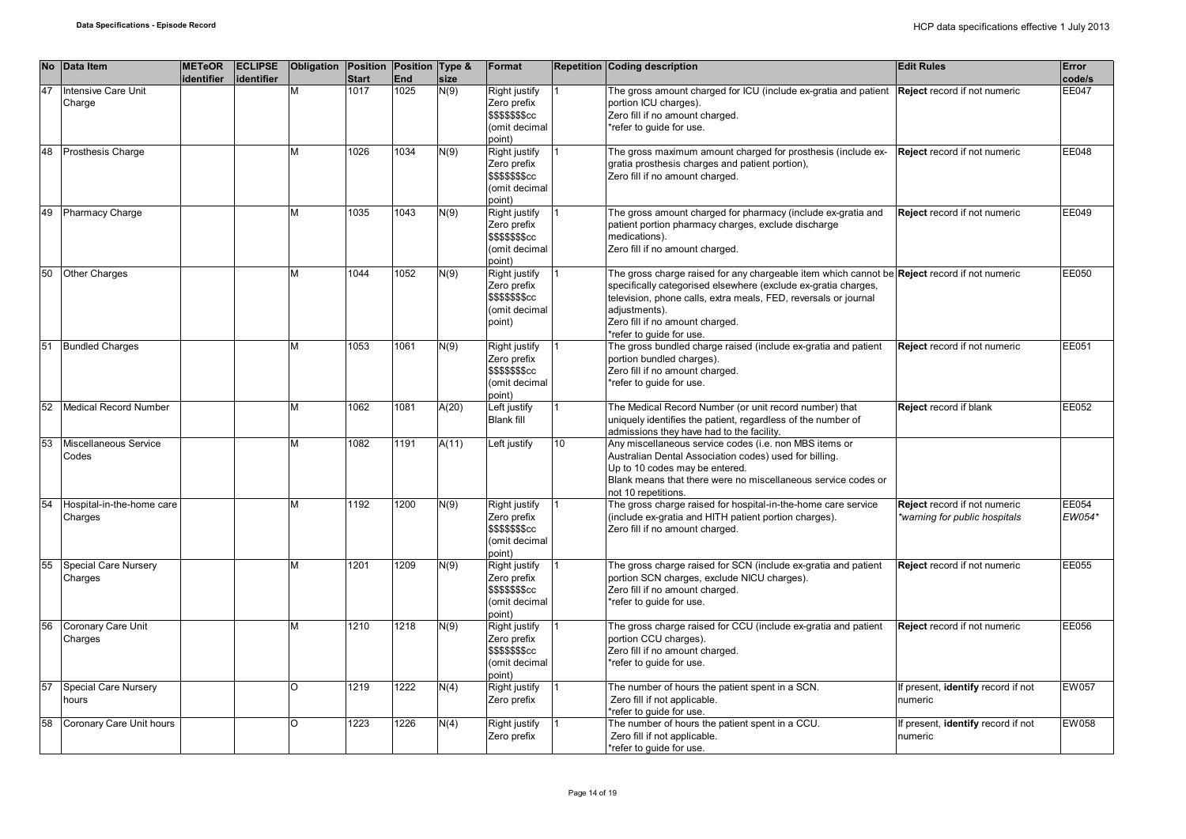| No | Data Item | METeOR identifier | ECLIPSE identifier | Obligation | Position Start | Position End | Type & size | Format | Repetition | Coding description | Edit Rules | Error code/s |
|---|---|---|---|---|---|---|---|---|---|---|---|---|
| 47 | Intensive Care Unit Charge | | | M | 1017 | 1025 | N(9) | Right justify Zero prefix $$$$$$$cc (omit decimal point) | 1 | The gross amount charged for ICU (include ex-gratia and patient portion ICU charges). Zero fill if no amount charged. *refer to guide for use. | **Reject** record if not numeric | EE047 |
| 48 | Prosthesis Charge | | | M | 1026 | 1034 | N(9) | Right justify Zero prefix $$$$$$$cc (omit decimal point) | 1 | The gross maximum amount charged for prosthesis (include ex-gratia prosthesis charges and patient portion), Zero fill if no amount charged. | **Reject** record if not numeric | EE048 |
| 49 | Pharmacy Charge | | | M | 1035 | 1043 | N(9) | Right justify Zero prefix $$$$$$$cc (omit decimal point) | 1 | The gross amount charged for pharmacy (include ex-gratia and patient portion pharmacy charges, exclude discharge medications). Zero fill if no amount charged. | **Reject** record if not numeric | EE049 |
| 50 | Other Charges | | | M | 1044 | 1052 | N(9) | Right justify Zero prefix $$$$$$$cc (omit decimal point) | 1 | The gross charge raised for any chargeable item which cannot be specifically categorised elsewhere (exclude ex-gratia charges, television, phone calls, extra meals, FED, reversals or journal adjustments). Zero fill if no amount charged. *refer to guide for use. | **Reject** record if not numeric | EE050 |
| 51 | Bundled Charges | | | M | 1053 | 1061 | N(9) | Right justify Zero prefix $$$$$$$cc (omit decimal point) | 1 | The gross bundled charge raised (include ex-gratia and patient portion bundled charges). Zero fill if no amount charged. *refer to guide for use. | **Reject** record if not numeric | EE051 |
| 52 | Medical Record Number | | | M | 1062 | 1081 | A(20) | Left justify Blank fill | 1 | The Medical Record Number (or unit record number) that uniquely identifies the patient, regardless of the number of admissions they have had to the facility. | **Reject** record if blank | EE052 |
| 53 | Miscellaneous Service Codes | | | M | 1082 | 1191 | A(11) | Left justify | 10 | Any miscellaneous service codes (i.e. non MBS items or Australian Dental Association codes) used for billing. Up to 10 codes may be entered. Blank means that there were no miscellaneous service codes or not 10 repetitions. | | |
| 54 | Hospital-in-the-home care Charges | | | M | 1192 | 1200 | N(9) | Right justify Zero prefix $$$$$$$cc (omit decimal point) | 1 | The gross charge raised for hospital-in-the-home care service (include ex-gratia and HITH patient portion charges). Zero fill if no amount charged. | **Reject** record if not numeric *warning for public hospitals* | EE054 *EW054** |
| 55 | Special Care Nursery Charges | | | M | 1201 | 1209 | N(9) | Right justify Zero prefix $$$$$$$cc (omit decimal point) | 1 | The gross charge raised for SCN (include ex-gratia and patient portion SCN charges, exclude NICU charges). Zero fill if no amount charged. *refer to guide for use. | **Reject** record if not numeric | EE055 |
| 56 | Coronary Care Unit Charges | | | M | 1210 | 1218 | N(9) | Right justify Zero prefix $$$$$$$cc (omit decimal point) | 1 | The gross charge raised for CCU (include ex-gratia and patient portion CCU charges). Zero fill if no amount charged. *refer to guide for use. | **Reject** record if not numeric | EE056 |
| 57 | Special Care Nursery hours | | | O | 1219 | 1222 | N(4) | Right justify Zero prefix | 1 | The number of hours the patient spent in a SCN. Zero fill if not applicable. *refer to guide for use. | If present, **identify** record if not numeric | EW057 |
| 58 | Coronary Care Unit hours | | | O | 1223 | 1226 | N(4) | Right justify Zero prefix | 1 | The number of hours the patient spent in a CCU. Zero fill if not applicable. *refer to guide for use. | If present, **identify** record if not numeric | EW058 |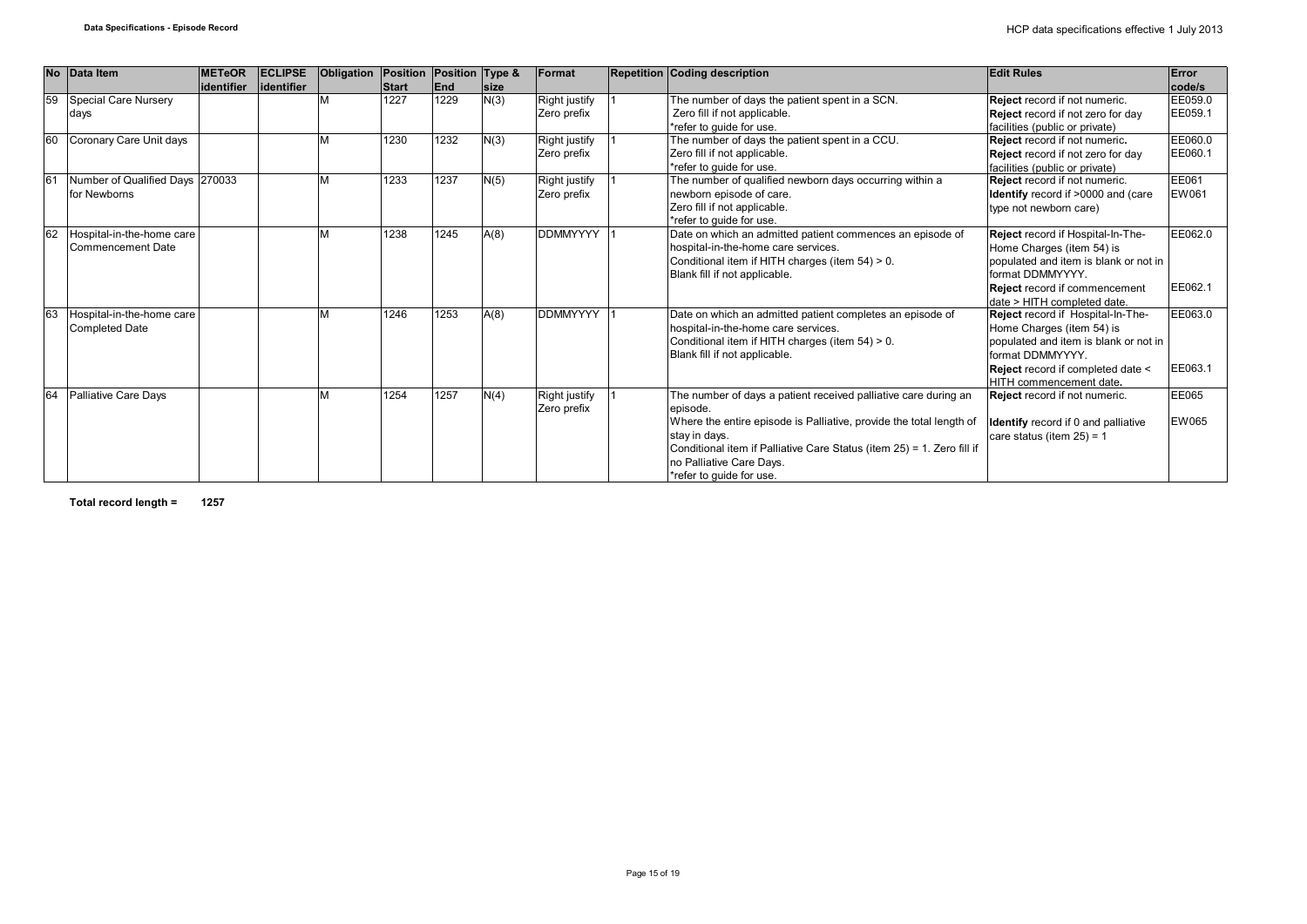| No | Data Item | METeOR identifier | ECLIPSE identifier | Obligation | Position Start | Position End | Type & size | Format | Repetition | Coding description | Edit Rules | Error code/s |
|---|---|---|---|---|---|---|---|---|---|---|---|---|
| 59 | Special Care Nursery days | | | M | 1227 | 1229 | N(3) | Right justify Zero prefix | 1 | The number of days the patient spent in a SCN. Zero fill if not applicable. *refer to guide for use. | **Reject** record if not numeric. **Reject** record if not zero for day facilities (public or private) | EE059.0 EE059.1 |
| 60 | Coronary Care Unit days | | | M | 1230 | 1232 | N(3) | Right justify Zero prefix | 1 | The number of days the patient spent in a CCU. Zero fill if not applicable. *refer to guide for use. | **Reject** record if not numeric. **Reject** record if not zero for day facilities (public or private) | EE060.0 EE060.1 |
| 61 | Number of Qualified Days for Newborns | 270033 | | M | 1233 | 1237 | N(5) | Right justify Zero prefix | 1 | The number of qualified newborn days occurring within a newborn episode of care. Zero fill if not applicable. *refer to guide for use. | **Reject** record if not numeric. **Identify** record if >0000 and (care type not newborn care) | EE061 EW061 |
| 62 | Hospital-in-the-home care Commencement Date | | | M | 1238 | 1245 | A(8) | DDMMYYYY | 1 | Date on which an admitted patient commences an episode of hospital-in-the-home care services. Conditional item if HITH charges (item 54) > 0. Blank fill if not applicable. | **Reject** record if Hospital-In-The-Home Charges (item 54) is populated and item is blank or not in format DDMMYYYY. **Reject** record if commencement date > HITH completed date. | EE062.0 EE062.1 |
| 63 | Hospital-in-the-home care Completed Date | | | M | 1246 | 1253 | A(8) | DDMMYYYY | 1 | Date on which an admitted patient completes an episode of hospital-in-the-home care services. Conditional item if HITH charges (item 54) > 0. Blank fill if not applicable. | **Reject** record if Hospital-In-The-Home Charges (item 54) is populated and item is blank or not in format DDMMYYYY. **Reject** record if completed date < HITH commencement date. | EE063.0 EE063.1 |
| 64 | Palliative Care Days | | | M | 1254 | 1257 | N(4) | Right justify Zero prefix | 1 | The number of days a patient received palliative care during an episode. Where the entire episode is Palliative, provide the total length of stay in days. Conditional item if Palliative Care Status (item 25) = 1. Zero fill if no Palliative Care Days. *refer to guide for use. | **Reject** record if not numeric. **Identify** record if 0 and palliative care status (item 25) = 1 | EE065 EW065 |

**Total record length = 1257**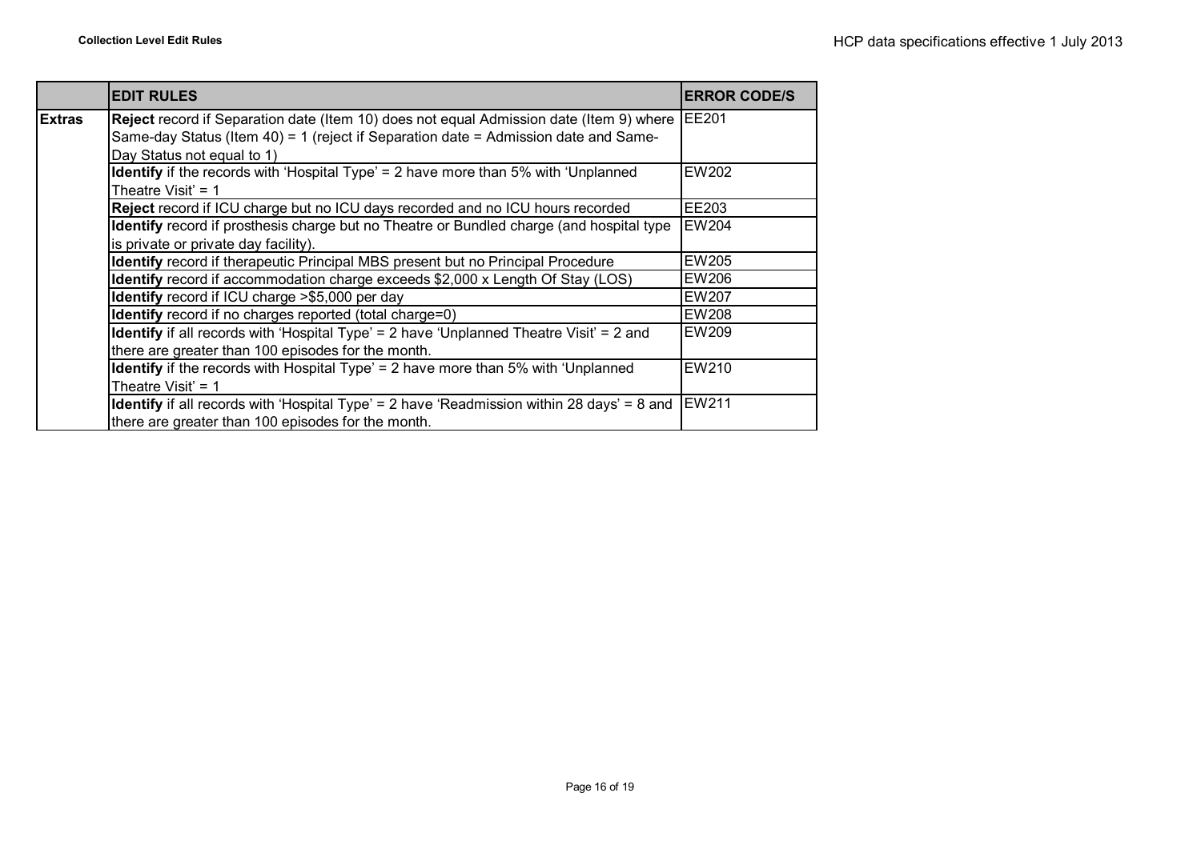| | EDIT RULES | ERROR CODE/S |
|---|---|---|
| **Extras** | **Reject** record if Separation date (Item 10) does not equal Admission date (Item 9) where Same-day Status (Item 40) = 1 (reject if Separation date = Admission date and Same-Day Status not equal to 1) | EE201 |
| | **Identify** if the records with 'Hospital Type' = 2 have more than 5% with 'Unplanned Theatre Visit' = 1 | EW202 |
| | **Reject** record if ICU charge but no ICU days recorded and no ICU hours recorded | EE203 |
| | **Identify** record if prosthesis charge but no Theatre or Bundled charge (and hospital type is private or private day facility). | EW204 |
| | **Identify** record if therapeutic Principal MBS present but no Principal Procedure | EW205 |
| | **Identify** record if accommodation charge exceeds $2,000 x Length Of Stay (LOS) | EW206 |
| | **Identify** record if ICU charge >$5,000 per day | EW207 |
| | **Identify** record if no charges reported (total charge=0) | EW208 |
| | **Identify** if all records with 'Hospital Type' = 2 have 'Unplanned Theatre Visit' = 2 and there are greater than 100 episodes for the month. | EW209 |
| | **Identify** if the records with Hospital Type' = 2 have more than 5% with 'Unplanned Theatre Visit' = 1 | EW210 |
| | **Identify** if all records with 'Hospital Type' = 2 have 'Readmission within 28 days' = 8 and there are greater than 100 episodes for the month. | EW211 |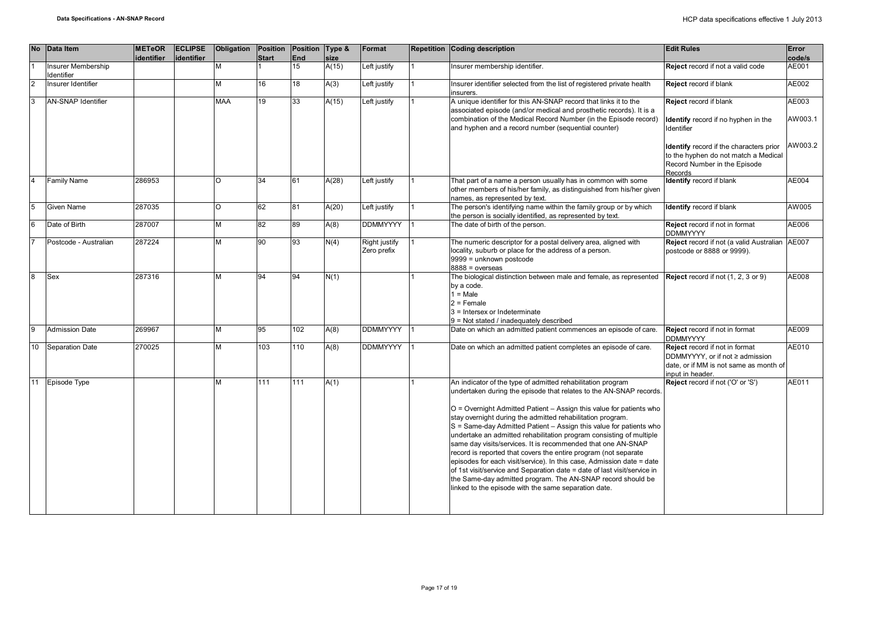| No | Data Item | METeOR identifier | ECLIPSE identifier | Obligation | Position Start | Position End | Type & size | Format | Repetition | Coding description | Edit Rules | Error code/s |
|---|---|---|---|---|---|---|---|---|---|---|---|---|
| 1 | Insurer Membership Identifier | | | M | 1 | 15 | A(15) | Left justify | 1 | Insurer membership identifier. | **Reject** record if not a valid code | AE001 |
| 2 | Insurer Identifier | | | M | 16 | 18 | A(3) | Left justify | 1 | Insurer identifier selected from the list of registered private health insurers. | **Reject** record if blank | AE002 |
| 3 | AN-SNAP Identifier | | | MAA | 19 | 33 | A(15) | Left justify | 1 | A unique identifier for this AN-SNAP record that links it to the associated episode (and/or medical and prosthetic records). It is a combination of the Medical Record Number (in the Episode record) and hyphen and a record number (sequential counter) | **Reject** record if blank<br><br>**Identify** record if no hyphen in the Identifier<br><br>**Identify** record if the characters prior to the hyphen do not match a Medical Record Number in the Episode Records | AE003<br><br>AW003.1<br><br>AW003.2 |
| 4 | Family Name | 286953 | | O | 34 | 61 | A(28) | Left justify | 1 | That part of a name a person usually has in common with some other members of his/her family, as distinguished from his/her given names, as represented by text. | **Identify** record if blank | AE004 |
| 5 | Given Name | 287035 | | O | 62 | 81 | A(20) | Left justify | 1 | The person's identifying name within the family group or by which the person is socially identified, as represented by text. | **Identify** record if blank | AW005 |
| 6 | Date of Birth | 287007 | | M | 82 | 89 | A(8) | DDMMYYYY | 1 | The date of birth of the person. | **Reject** record if not in format DDMMYYYY | AE006 |
| 7 | Postcode - Australian | 287224 | | M | 90 | 93 | N(4) | Right justify Zero prefix | 1 | The numeric descriptor for a postal delivery area, aligned with locality, suburb or place for the address of a person.<br>9999 = unknown postcode<br>8888 = overseas | **Reject** record if not (a valid Australian postcode or 8888 or 9999). | AE007 |
| 8 | Sex | 287316 | | M | 94 | 94 | N(1) | | 1 | The biological distinction between male and female, as represented by a code.<br>1 = Male<br>2 = Female<br>3 = Intersex or Indeterminate<br>9 = Not stated / inadequately described | **Reject** record if not (1, 2, 3 or 9) | AE008 |
| 9 | Admission Date | 269967 | | M | 95 | 102 | A(8) | DDMMYYYY | 1 | Date on which an admitted patient commences an episode of care. | **Reject** record if not in format DDMMYYYY | AE009 |
| 10 | Separation Date | 270025 | | M | 103 | 110 | A(8) | DDMMYYYY | 1 | Date on which an admitted patient completes an episode of care. | **Reject** record if not in format DDMMYYYY, or if not ≥ admission date, or if MM is not same as month of input in header. | AE010 |
| 11 | Episode Type | | | M | 111 | 111 | A(1) | | 1 | An indicator of the type of admitted rehabilitation program undertaken during the episode that relates to the AN-SNAP records.<br><br>O = Overnight Admitted Patient – Assign this value for patients who stay overnight during the admitted rehabilitation program.<br>S = Same-day Admitted Patient – Assign this value for patients who undertake an admitted rehabilitation program consisting of multiple same day visits/services. It is recommended that one AN-SNAP record is reported that covers the entire program (not separate episodes for each visit/service). In this case, Admission date = date of 1st visit/service and Separation date = date of last visit/service in the Same-day admitted program. The AN-SNAP record should be linked to the episode with the same separation date. | **Reject** record if not ('O' or 'S') | AE011 |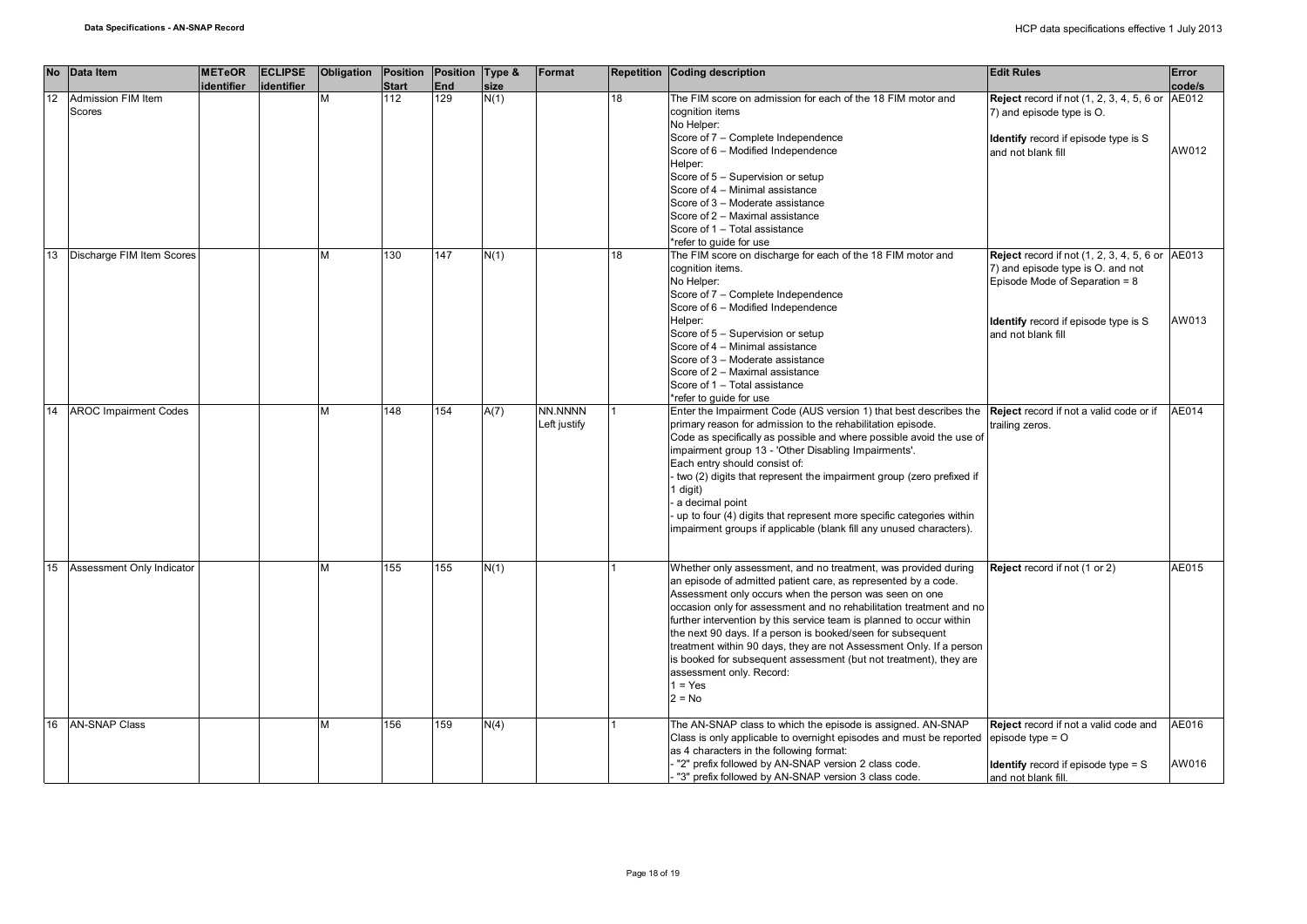| No | Data Item | METeOR identifier | ECLIPSE identifier | Obligation | Position Start | Position End | Type & size | Format | Repetition | Coding description | Edit Rules | Error code/s |
|---|---|---|---|---|---|---|---|---|---|---|---|---|
| 12 | Admission FIM Item Scores | | | M | 112 | 129 | N(1) | | 18 | The FIM score on admission for each of the 18 FIM motor and cognition items<br>No Helper:<br>Score of 7 – Complete Independence<br>Score of 6 – Modified Independence<br>Helper:<br>Score of 5 – Supervision or setup<br>Score of 4 – Minimal assistance<br>Score of 3 – Moderate assistance<br>Score of 2 – Maximal assistance<br>Score of 1 – Total assistance<br>*refer to guide for use | **Reject** record if not (1, 2, 3, 4, 5, 6 or 7) and episode type is O.<br><br>**Identify** record if episode type is S and not blank fill | AE012<br><br>AW012 |
| 13 | Discharge FIM Item Scores | | | M | 130 | 147 | N(1) | | 18 | The FIM score on discharge for each of the 18 FIM motor and cognition items.<br>No Helper:<br>Score of 7 – Complete Independence<br>Score of 6 – Modified Independence<br>Helper:<br>Score of 5 – Supervision or setup<br>Score of 4 – Minimal assistance<br>Score of 3 – Moderate assistance<br>Score of 2 – Maximal assistance<br>Score of 1 – Total assistance<br>*refer to guide for use | **Reject** record if not (1, 2, 3, 4, 5, 6 or 7) and episode type is O. and not Episode Mode of Separation = 8<br><br>**Identify** record if episode type is S and not blank fill | AE013<br><br>AW013 |
| 14 | AROC Impairment Codes | | | M | 148 | 154 | A(7) | NN.NNNN Left justify | 1 | Enter the Impairment Code (AUS version 1) that best describes the primary reason for admission to the rehabilitation episode.<br>Code as specifically as possible and where possible avoid the use of impairment group 13 - 'Other Disabling Impairments'.<br>Each entry should consist of:<br>- two (2) digits that represent the impairment group (zero prefixed if 1 digit)<br>- a decimal point<br>- up to four (4) digits that represent more specific categories within impairment groups if applicable (blank fill any unused characters). | **Reject** record if not a valid code or if trailing zeros. | AE014 |
| 15 | Assessment Only Indicator | | | M | 155 | 155 | N(1) | | 1 | Whether only assessment, and no treatment, was provided during an episode of admitted patient care, as represented by a code. Assessment only occurs when the person was seen on one occasion only for assessment and no rehabilitation treatment and no further intervention by this service team is planned to occur within the next 90 days. If a person is booked/seen for subsequent treatment within 90 days, they are not Assessment Only. If a person is booked for subsequent assessment (but not treatment), they are assessment only. Record:<br>1 = Yes<br>2 = No | **Reject** record if not (1 or 2) | AE015 |
| 16 | AN-SNAP Class | | | M | 156 | 159 | N(4) | | 1 | The AN-SNAP class to which the episode is assigned. AN-SNAP Class is only applicable to overnight episodes and must be reported as 4 characters in the following format:<br>- "2" prefix followed by AN-SNAP version 2 class code.<br>- "3" prefix followed by AN-SNAP version 3 class code. | **Reject** record if not a valid code and episode type = O<br><br>**Identify** record if episode type = S and not blank fill. | AE016<br><br>AW016 |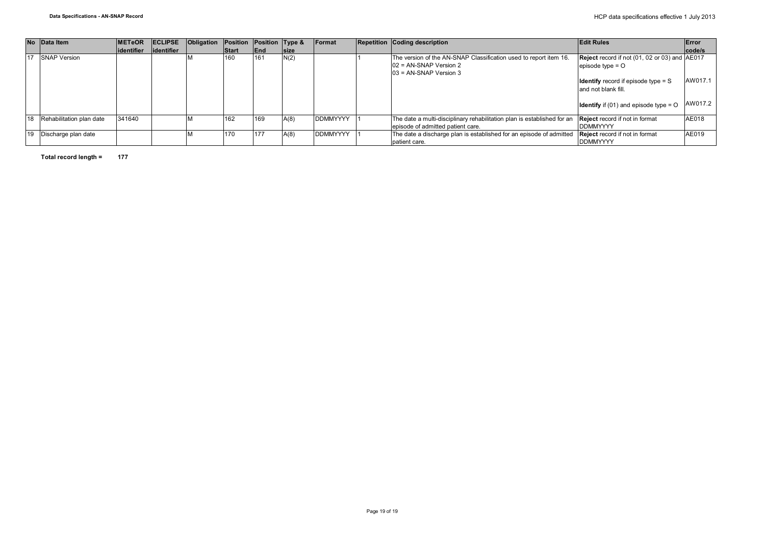| No | Data Item | METeOR identifier | ECLIPSE identifier | Obligation | Position Start | Position End | Type & size | Format | Repetition | Coding description | Edit Rules | Error code/s |
|---|---|---|---|---|---|---|---|---|---|---|---|---|
| 17 | SNAP Version | | | M | 160 | 161 | N(2) | | 1 | The version of the AN-SNAP Classification used to report item 16.<br>02 = AN-SNAP Version 2<br>03 = AN-SNAP Version 3 | **Reject** record if not (01, 02 or 03) and episode type = O<br><br>**Identify** record if episode type = S and not blank fill.<br><br>**Identify** if (01) and episode type = O | AE017<br><br>AW017.1<br><br>AW017.2 |
| 18 | Rehabilitation plan date | 341640 | | M | 162 | 169 | A(8) | DDMMYYYY | 1 | The date a multi-disciplinary rehabilitation plan is established for an episode of admitted patient care. | **Reject** record if not in format DDMMYYYY | AE018 |
| 19 | Discharge plan date | | | M | 170 | 177 | A(8) | DDMMYYYY | 1 | The date a discharge plan is established for an episode of admitted patient care. | **Reject** record if not in format DDMMYYYY | AE019 |

**Total record length = 177**